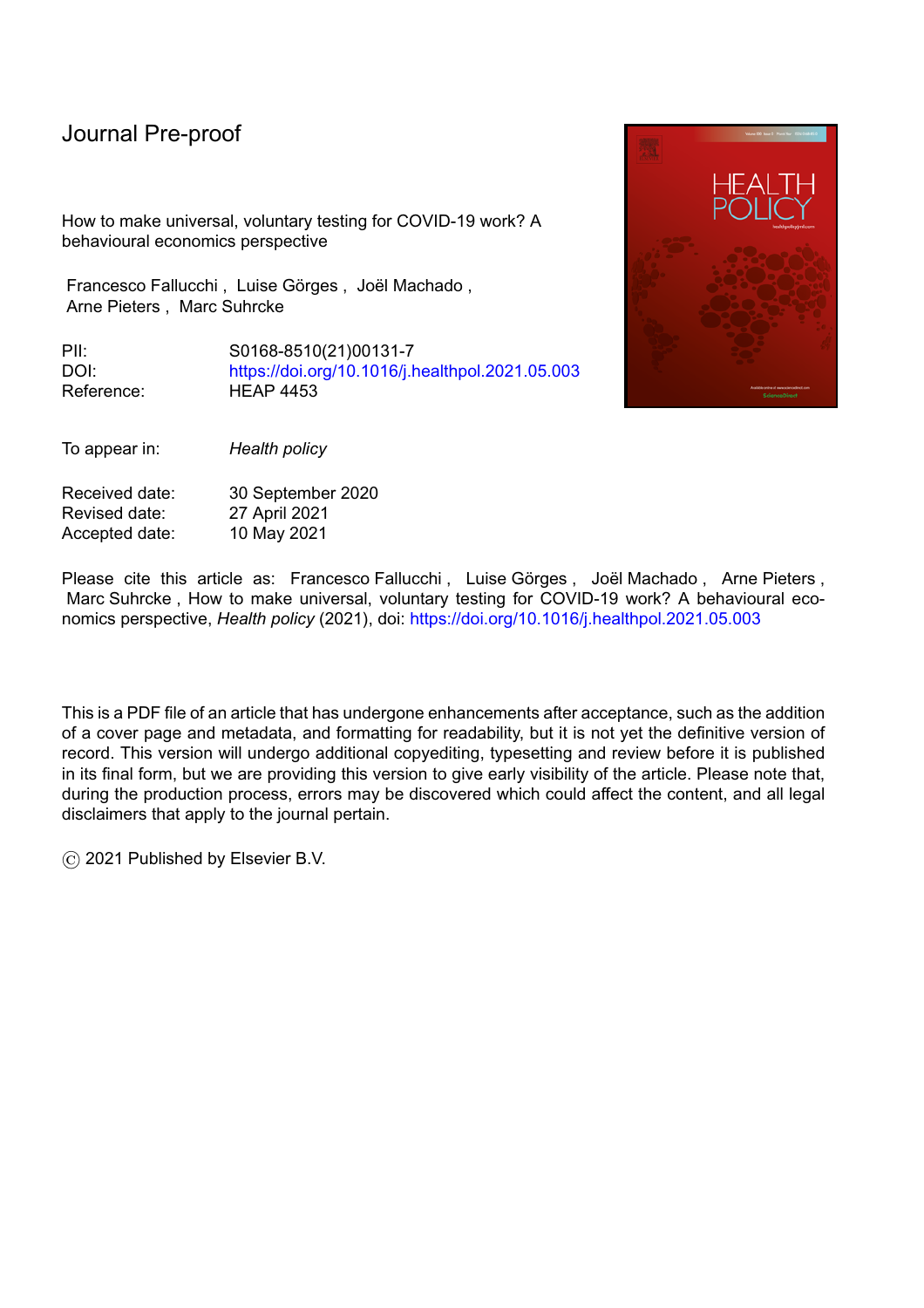Journal Pre-proof

How to make universal, voluntary testing for COVID-19 work? A behavioural economics perspective

Francesco Fallucchi , Luise Görges , Joël Machado , Arne Pieters , Marc Suhrcke

PII: S0168-8510(21)00131-7
DOI: https://doi.org/10.1016/j.healthpol.2021.05.003
Reference: HEAP 4453

To appear in: *Health policy*

Received date: 30 September 2020
Revised date: 27 April 2021
Accepted date: 10 May 2021

Please cite this article as: Francesco Fallucchi , Luise Görges , Joël Machado , Arne Pieters , Marc Suhrcke , How to make universal, voluntary testing for COVID-19 work? A behavioural economics perspective, *Health policy* (2021), doi: https://doi.org/10.1016/j.healthpol.2021.05.003

This is a PDF file of an article that has undergone enhancements after acceptance, such as the addition of a cover page and metadata, and formatting for readability, but it is not yet the definitive version of record. This version will undergo additional copyediting, typesetting and review before it is published in its final form, but we are providing this version to give early visibility of the article. Please note that, during the production process, errors may be discovered which could affect the content, and all legal disclaimers that apply to the journal pertain.

© 2021 Published by Elsevier B.V.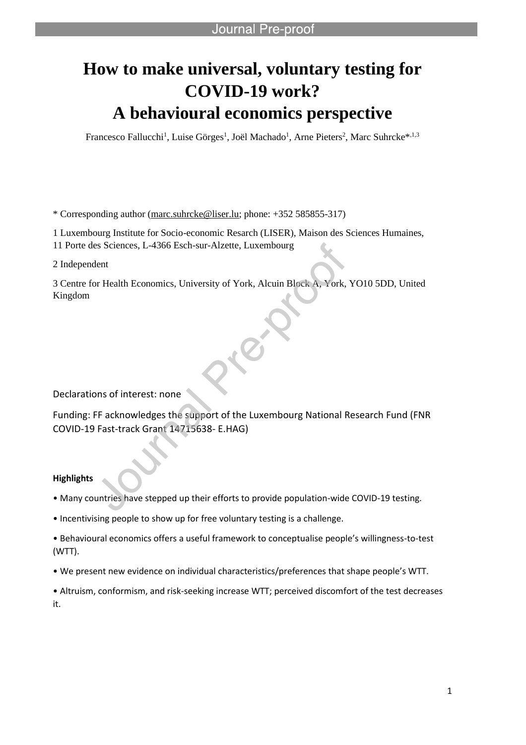# How to make universal, voluntary testing for COVID-19 work? A behavioural economics perspective

Francesco Fallucchi[1], Luise Görges[1], Joël Machado[1], Arne Pieters[2], Marc Suhrcke*[,1,3]

\* Corresponding author (marc.suhrcke@liser.lu; phone: +352 585855-317)

1 Luxembourg Institute for Socio-economic Resarch (LISER), Maison des Sciences Humaines, 11 Porte des Sciences, L-4366 Esch-sur-Alzette, Luxembourg

2 Independent

3 Centre for Health Economics, University of York, Alcuin Block A, York, YO10 5DD, United Kingdom

Declarations of interest: none

Funding: FF acknowledges the support of the Luxembourg National Research Fund (FNR COVID-19 Fast-track Grant 14715638- E.HAG)

**Highlights**

- Many countries have stepped up their efforts to provide population-wide COVID-19 testing.
- Incentivising people to show up for free voluntary testing is a challenge.
- Behavioural economics offers a useful framework to conceptualise people's willingness-to-test (WTT).
- We present new evidence on individual characteristics/preferences that shape people's WTT.
- Altruism, conformism, and risk-seeking increase WTT; perceived discomfort of the test decreases it.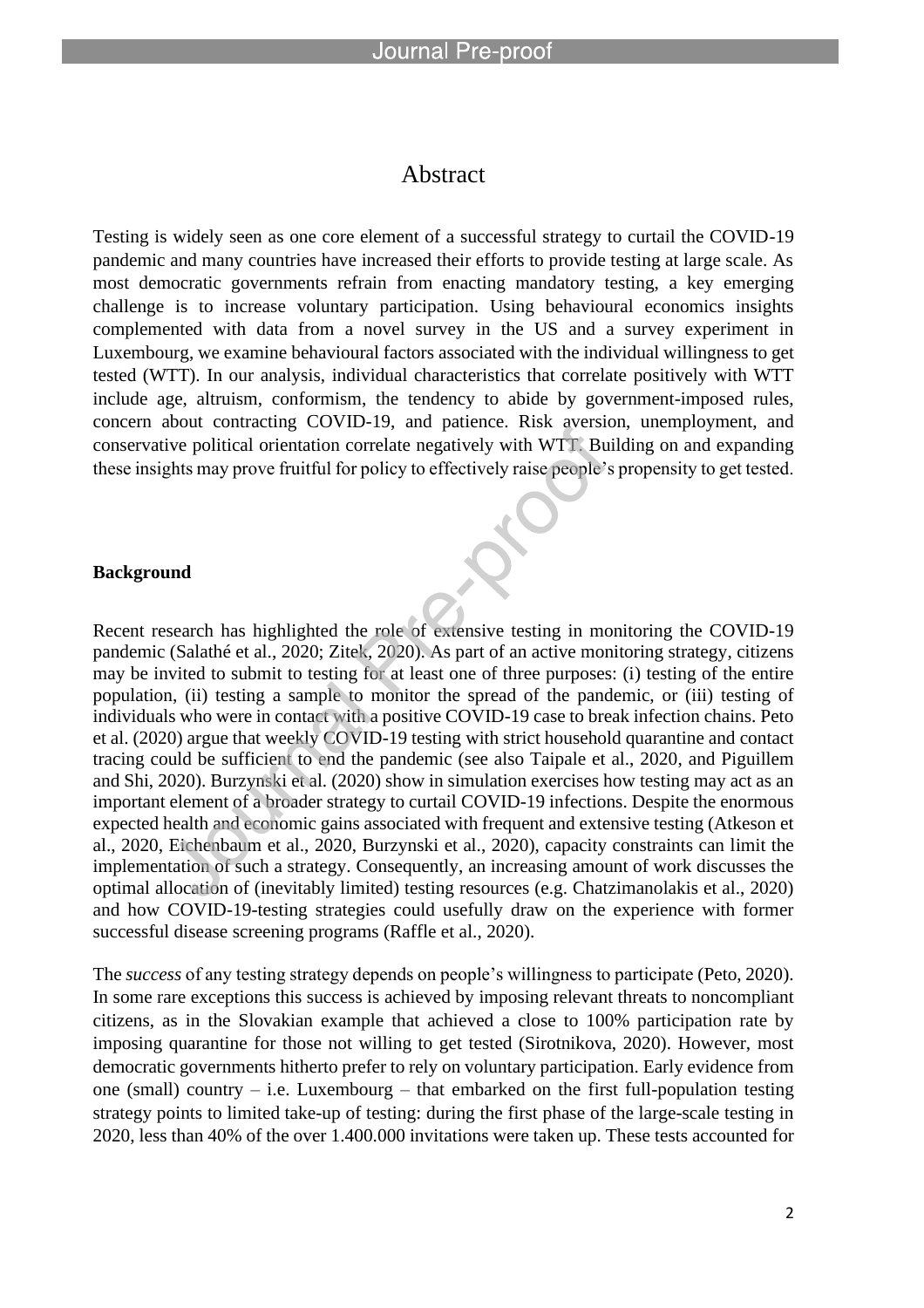# Abstract

Testing is widely seen as one core element of a successful strategy to curtail the COVID-19 pandemic and many countries have increased their efforts to provide testing at large scale. As most democratic governments refrain from enacting mandatory testing, a key emerging challenge is to increase voluntary participation. Using behavioural economics insights complemented with data from a novel survey in the US and a survey experiment in Luxembourg, we examine behavioural factors associated with the individual willingness to get tested (WTT). In our analysis, individual characteristics that correlate positively with WTT include age, altruism, conformism, the tendency to abide by government-imposed rules, concern about contracting COVID-19, and patience. Risk aversion, unemployment, and conservative political orientation correlate negatively with WTT. Building on and expanding these insights may prove fruitful for policy to effectively raise people's propensity to get tested.

**Background**

Recent research has highlighted the role of extensive testing in monitoring the COVID-19 pandemic (Salathé et al., 2020; Zitek, 2020). As part of an active monitoring strategy, citizens may be invited to submit to testing for at least one of three purposes: (i) testing of the entire population, (ii) testing a sample to monitor the spread of the pandemic, or (iii) testing of individuals who were in contact with a positive COVID-19 case to break infection chains. Peto et al. (2020) argue that weekly COVID-19 testing with strict household quarantine and contact tracing could be sufficient to end the pandemic (see also Taipale et al., 2020, and Piguillem and Shi, 2020). Burzynski et al. (2020) show in simulation exercises how testing may act as an important element of a broader strategy to curtail COVID-19 infections. Despite the enormous expected health and economic gains associated with frequent and extensive testing (Atkeson et al., 2020, Eichenbaum et al., 2020, Burzynski et al., 2020), capacity constraints can limit the implementation of such a strategy. Consequently, an increasing amount of work discusses the optimal allocation of (inevitably limited) testing resources (e.g. Chatzimanolakis et al., 2020) and how COVID-19-testing strategies could usefully draw on the experience with former successful disease screening programs (Raffle et al., 2020).

The *success* of any testing strategy depends on people's willingness to participate (Peto, 2020). In some rare exceptions this success is achieved by imposing relevant threats to noncompliant citizens, as in the Slovakian example that achieved a close to 100% participation rate by imposing quarantine for those not willing to get tested (Sirotnikova, 2020). However, most democratic governments hitherto prefer to rely on voluntary participation. Early evidence from one (small) country – i.e. Luxembourg – that embarked on the first full-population testing strategy points to limited take-up of testing: during the first phase of the large-scale testing in 2020, less than 40% of the over 1.400.000 invitations were taken up. These tests accounted for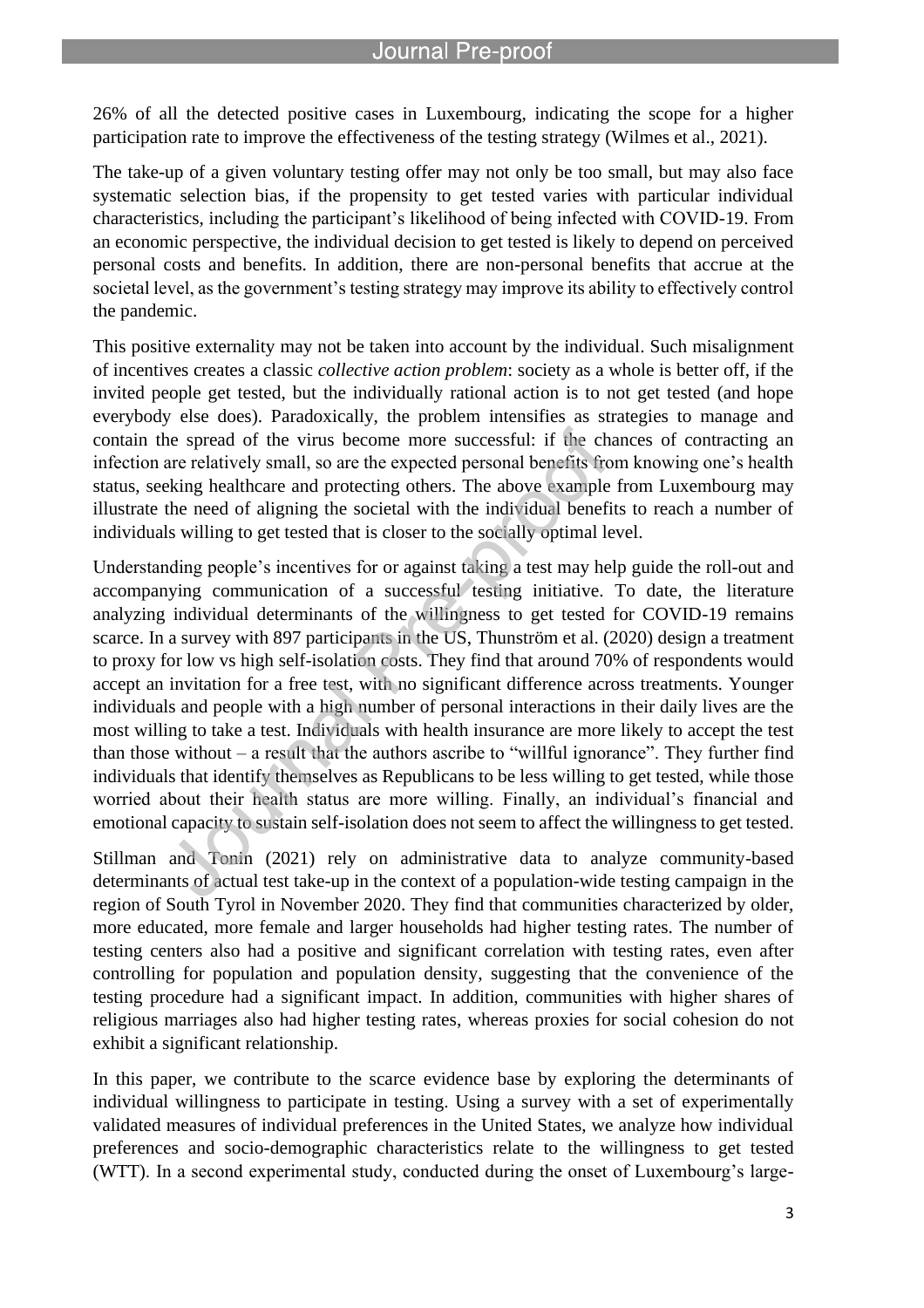26% of all the detected positive cases in Luxembourg, indicating the scope for a higher participation rate to improve the effectiveness of the testing strategy (Wilmes et al., 2021).

The take-up of a given voluntary testing offer may not only be too small, but may also face systematic selection bias, if the propensity to get tested varies with particular individual characteristics, including the participant's likelihood of being infected with COVID-19. From an economic perspective, the individual decision to get tested is likely to depend on perceived personal costs and benefits. In addition, there are non-personal benefits that accrue at the societal level, as the government's testing strategy may improve its ability to effectively control the pandemic.

This positive externality may not be taken into account by the individual. Such misalignment of incentives creates a classic *collective action problem*: society as a whole is better off, if the invited people get tested, but the individually rational action is to not get tested (and hope everybody else does). Paradoxically, the problem intensifies as strategies to manage and contain the spread of the virus become more successful: if the chances of contracting an infection are relatively small, so are the expected personal benefits from knowing one's health status, seeking healthcare and protecting others. The above example from Luxembourg may illustrate the need of aligning the societal with the individual benefits to reach a number of individuals willing to get tested that is closer to the socially optimal level.

Understanding people's incentives for or against taking a test may help guide the roll-out and accompanying communication of a successful testing initiative. To date, the literature analyzing individual determinants of the willingness to get tested for COVID-19 remains scarce. In a survey with 897 participants in the US, Thunström et al. (2020) design a treatment to proxy for low vs high self-isolation costs. They find that around 70% of respondents would accept an invitation for a free test, with no significant difference across treatments. Younger individuals and people with a high number of personal interactions in their daily lives are the most willing to take a test. Individuals with health insurance are more likely to accept the test than those without – a result that the authors ascribe to "willful ignorance". They further find individuals that identify themselves as Republicans to be less willing to get tested, while those worried about their health status are more willing. Finally, an individual's financial and emotional capacity to sustain self-isolation does not seem to affect the willingness to get tested.

Stillman and Tonin (2021) rely on administrative data to analyze community-based determinants of actual test take-up in the context of a population-wide testing campaign in the region of South Tyrol in November 2020. They find that communities characterized by older, more educated, more female and larger households had higher testing rates. The number of testing centers also had a positive and significant correlation with testing rates, even after controlling for population and population density, suggesting that the convenience of the testing procedure had a significant impact. In addition, communities with higher shares of religious marriages also had higher testing rates, whereas proxies for social cohesion do not exhibit a significant relationship.

In this paper, we contribute to the scarce evidence base by exploring the determinants of individual willingness to participate in testing. Using a survey with a set of experimentally validated measures of individual preferences in the United States, we analyze how individual preferences and socio-demographic characteristics relate to the willingness to get tested (WTT). In a second experimental study, conducted during the onset of Luxembourg's large-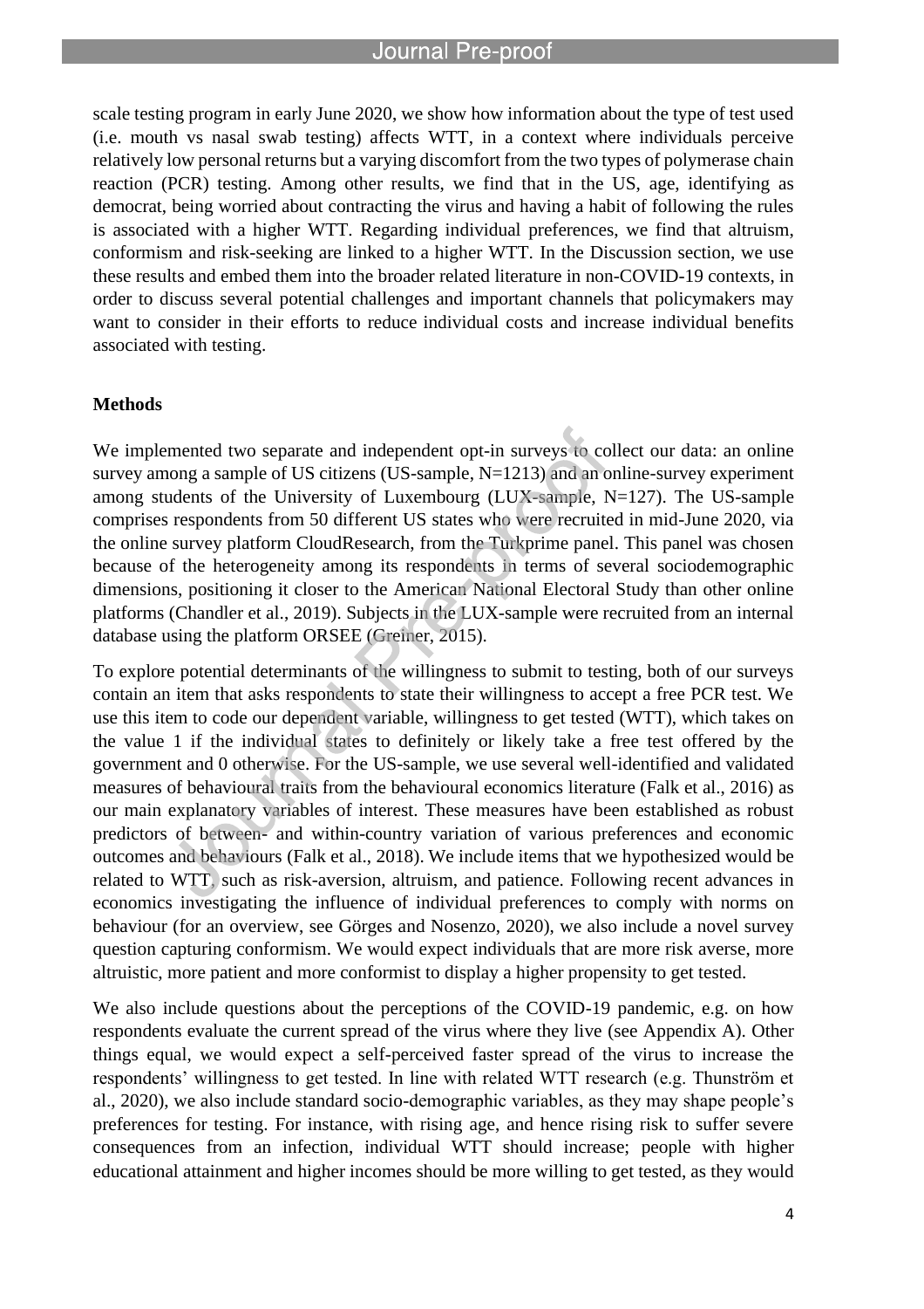scale testing program in early June 2020, we show how information about the type of test used (i.e. mouth vs nasal swab testing) affects WTT, in a context where individuals perceive relatively low personal returns but a varying discomfort from the two types of polymerase chain reaction (PCR) testing. Among other results, we find that in the US, age, identifying as democrat, being worried about contracting the virus and having a habit of following the rules is associated with a higher WTT. Regarding individual preferences, we find that altruism, conformism and risk-seeking are linked to a higher WTT. In the Discussion section, we use these results and embed them into the broader related literature in non-COVID-19 contexts, in order to discuss several potential challenges and important channels that policymakers may want to consider in their efforts to reduce individual costs and increase individual benefits associated with testing.

## Methods

We implemented two separate and independent opt-in surveys to collect our data: an online survey among a sample of US citizens (US-sample, N=1213) and an online-survey experiment among students of the University of Luxembourg (LUX-sample, N=127). The US-sample comprises respondents from 50 different US states who were recruited in mid-June 2020, via the online survey platform CloudResearch, from the Turkprime panel. This panel was chosen because of the heterogeneity among its respondents in terms of several sociodemographic dimensions, positioning it closer to the American National Electoral Study than other online platforms (Chandler et al., 2019). Subjects in the LUX-sample were recruited from an internal database using the platform ORSEE (Greiner, 2015).

To explore potential determinants of the willingness to submit to testing, both of our surveys contain an item that asks respondents to state their willingness to accept a free PCR test. We use this item to code our dependent variable, willingness to get tested (WTT), which takes on the value 1 if the individual states to definitely or likely take a free test offered by the government and 0 otherwise. For the US-sample, we use several well-identified and validated measures of behavioural traits from the behavioural economics literature (Falk et al., 2016) as our main explanatory variables of interest. These measures have been established as robust predictors of between- and within-country variation of various preferences and economic outcomes and behaviours (Falk et al., 2018). We include items that we hypothesized would be related to WTT, such as risk-aversion, altruism, and patience. Following recent advances in economics investigating the influence of individual preferences to comply with norms on behaviour (for an overview, see Görges and Nosenzo, 2020), we also include a novel survey question capturing conformism. We would expect individuals that are more risk averse, more altruistic, more patient and more conformist to display a higher propensity to get tested.

We also include questions about the perceptions of the COVID-19 pandemic, e.g. on how respondents evaluate the current spread of the virus where they live (see Appendix A). Other things equal, we would expect a self-perceived faster spread of the virus to increase the respondents' willingness to get tested. In line with related WTT research (e.g. Thunström et al., 2020), we also include standard socio-demographic variables, as they may shape people's preferences for testing. For instance, with rising age, and hence rising risk to suffer severe consequences from an infection, individual WTT should increase; people with higher educational attainment and higher incomes should be more willing to get tested, as they would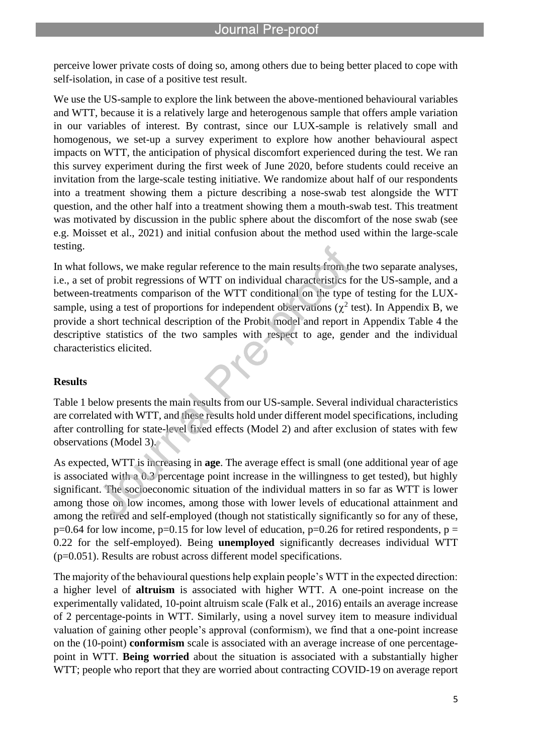perceive lower private costs of doing so, among others due to being better placed to cope with self-isolation, in case of a positive test result.

We use the US-sample to explore the link between the above-mentioned behavioural variables and WTT, because it is a relatively large and heterogenous sample that offers ample variation in our variables of interest. By contrast, since our LUX-sample is relatively small and homogenous, we set-up a survey experiment to explore how another behavioural aspect impacts on WTT, the anticipation of physical discomfort experienced during the test. We ran this survey experiment during the first week of June 2020, before students could receive an invitation from the large-scale testing initiative. We randomize about half of our respondents into a treatment showing them a picture describing a nose-swab test alongside the WTT question, and the other half into a treatment showing them a mouth-swab test. This treatment was motivated by discussion in the public sphere about the discomfort of the nose swab (see e.g. Moisset et al., 2021) and initial confusion about the method used within the large-scale testing.

In what follows, we make regular reference to the main results from the two separate analyses, i.e., a set of probit regressions of WTT on individual characteristics for the US-sample, and a between-treatments comparison of the WTT conditional on the type of testing for the LUX-sample, using a test of proportions for independent observations ($\chi^2$ test). In Appendix B, we provide a short technical description of the Probit model and report in Appendix Table 4 the descriptive statistics of the two samples with respect to age, gender and the individual characteristics elicited.

## Results

Table 1 below presents the main results from our US-sample. Several individual characteristics are correlated with WTT, and these results hold under different model specifications, including after controlling for state-level fixed effects (Model 2) and after exclusion of states with few observations (Model 3).

As expected, WTT is increasing in **age**. The average effect is small (one additional year of age is associated with a 0.3 percentage point increase in the willingness to get tested), but highly significant. The socioeconomic situation of the individual matters in so far as WTT is lower among those on low incomes, among those with lower levels of educational attainment and among the retired and self-employed (though not statistically significantly so for any of these, $p=0.64$ for low income, $p=0.15$ for low level of education, $p=0.26$ for retired respondents, $p = 0.22$ for the self-employed). Being **unemployed** significantly decreases individual WTT ($p=0.051$). Results are robust across different model specifications.

The majority of the behavioural questions help explain people's WTT in the expected direction: a higher level of **altruism** is associated with higher WTT. A one-point increase on the experimentally validated, 10-point altruism scale (Falk et al., 2016) entails an average increase of 2 percentage-points in WTT. Similarly, using a novel survey item to measure individual valuation of gaining other people's approval (conformism), we find that a one-point increase on the (10-point) **conformism** scale is associated with an average increase of one percentage-point in WTT. **Being worried** about the situation is associated with a substantially higher WTT; people who report that they are worried about contracting COVID-19 on average report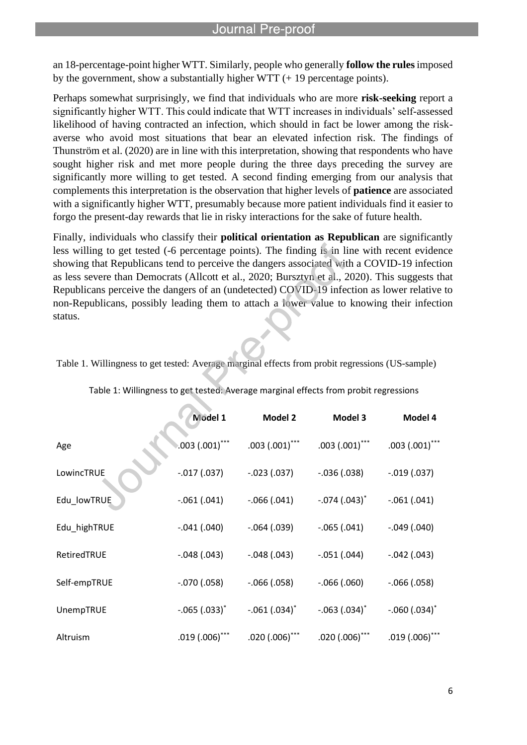an 18-percentage-point higher WTT. Similarly, people who generally **follow the rules** imposed by the government, show a substantially higher WTT (+ 19 percentage points).

Perhaps somewhat surprisingly, we find that individuals who are more **risk-seeking** report a significantly higher WTT. This could indicate that WTT increases in individuals' self-assessed likelihood of having contracted an infection, which should in fact be lower among the risk-averse who avoid most situations that bear an elevated infection risk. The findings of Thunström et al. (2020) are in line with this interpretation, showing that respondents who have sought higher risk and met more people during the three days preceding the survey are significantly more willing to get tested. A second finding emerging from our analysis that complements this interpretation is the observation that higher levels of **patience** are associated with a significantly higher WTT, presumably because more patient individuals find it easier to forgo the present-day rewards that lie in risky interactions for the sake of future health.

Finally, individuals who classify their **political orientation as Republican** are significantly less willing to get tested (-6 percentage points). The finding is in line with recent evidence showing that Republicans tend to perceive the dangers associated with a COVID-19 infection as less severe than Democrats (Allcott et al., 2020; Bursztyn et al., 2020). This suggests that Republicans perceive the dangers of an (undetected) COVID-19 infection as lower relative to non-Republicans, possibly leading them to attach a lower value to knowing their infection status.

Table 1. Willingness to get tested: Average marginal effects from probit regressions (US-sample)

Table 1: Willingness to get tested: Average marginal effects from probit regressions

| | Model 1 | Model 2 | Model 3 | Model 4 |
|---|---|---|---|---|
| Age | .003 (.001)*** | .003 (.001)*** | .003 (.001)*** | .003 (.001)*** |
| LowincTRUE | -.017 (.037) | -.023 (.037) | -.036 (.038) | -.019 (.037) |
| Edu_lowTRUE | -.061 (.041) | -.066 (.041) | -.074 (.043)* | -.061 (.041) |
| Edu_highTRUE | -.041 (.040) | -.064 (.039) | -.065 (.041) | -.049 (.040) |
| RetiredTRUE | -.048 (.043) | -.048 (.043) | -.051 (.044) | -.042 (.043) |
| Self-empTRUE | -.070 (.058) | -.066 (.058) | -.066 (.060) | -.066 (.058) |
| UnempTRUE | -.065 (.033)* | -.061 (.034)* | -.063 (.034)* | -.060 (.034)* |
| Altruism | .019 (.006)*** | .020 (.006)*** | .020 (.006)*** | .019 (.006)*** |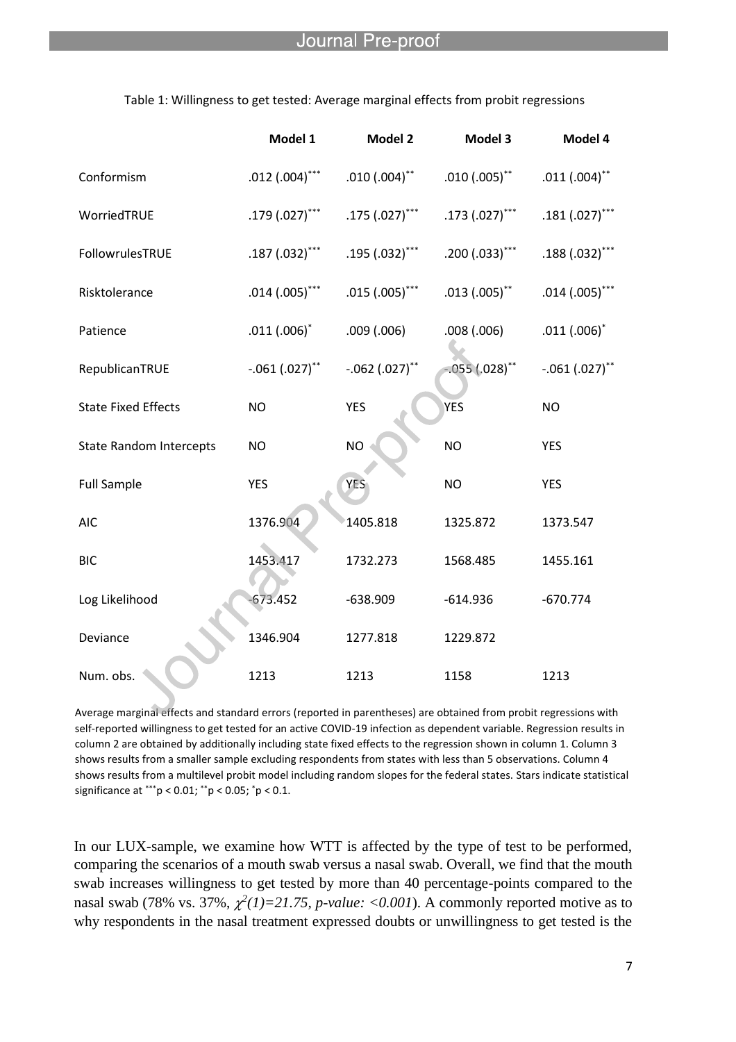Table 1: Willingness to get tested: Average marginal effects from probit regressions

| | Model 1 | Model 2 | Model 3 | Model 4 |
|---|---|---|---|---|
| Conformism | .012 (.004)*** | .010 (.004)** | .010 (.005)** | .011 (.004)** |
| WorriedTRUE | .179 (.027)*** | .175 (.027)*** | .173 (.027)*** | .181 (.027)*** |
| FollowrulesTRUE | .187 (.032)*** | .195 (.032)*** | .200 (.033)*** | .188 (.032)*** |
| Risktolerance | .014 (.005)*** | .015 (.005)*** | .013 (.005)** | .014 (.005)*** |
| Patience | .011 (.006)* | .009 (.006) | .008 (.006) | .011 (.006)* |
| RepublicanTRUE | -.061 (.027)** | -.062 (.027)** | -.055 (.028)** | -.061 (.027)** |
| State Fixed Effects | NO | YES | YES | NO |
| State Random Intercepts | NO | NO | NO | YES |
| Full Sample | YES | YES | NO | YES |
| AIC | 1376.904 | 1405.818 | 1325.872 | 1373.547 |
| BIC | 1453.417 | 1732.273 | 1568.485 | 1455.161 |
| Log Likelihood | -673.452 | -638.909 | -614.936 | -670.774 |
| Deviance | 1346.904 | 1277.818 | 1229.872 | |
| Num. obs. | 1213 | 1213 | 1158 | 1213 |

Average marginal effects and standard errors (reported in parentheses) are obtained from probit regressions with self-reported willingness to get tested for an active COVID-19 infection as dependent variable. Regression results in column 2 are obtained by additionally including state fixed effects to the regression shown in column 1. Column 3 shows results from a smaller sample excluding respondents from states with less than 5 observations. Column 4 shows results from a multilevel probit model including random slopes for the federal states. Stars indicate statistical significance at ***p < 0.01; **p < 0.05; *p < 0.1.

In our LUX-sample, we examine how WTT is affected by the type of test to be performed, comparing the scenarios of a mouth swab versus a nasal swab. Overall, we find that the mouth swab increases willingness to get tested by more than 40 percentage-points compared to the nasal swab (78% vs. 37%, $\chi^2(1)=21.75$, *p-value: <0.001*). A commonly reported motive as to why respondents in the nasal treatment expressed doubts or unwillingness to get tested is the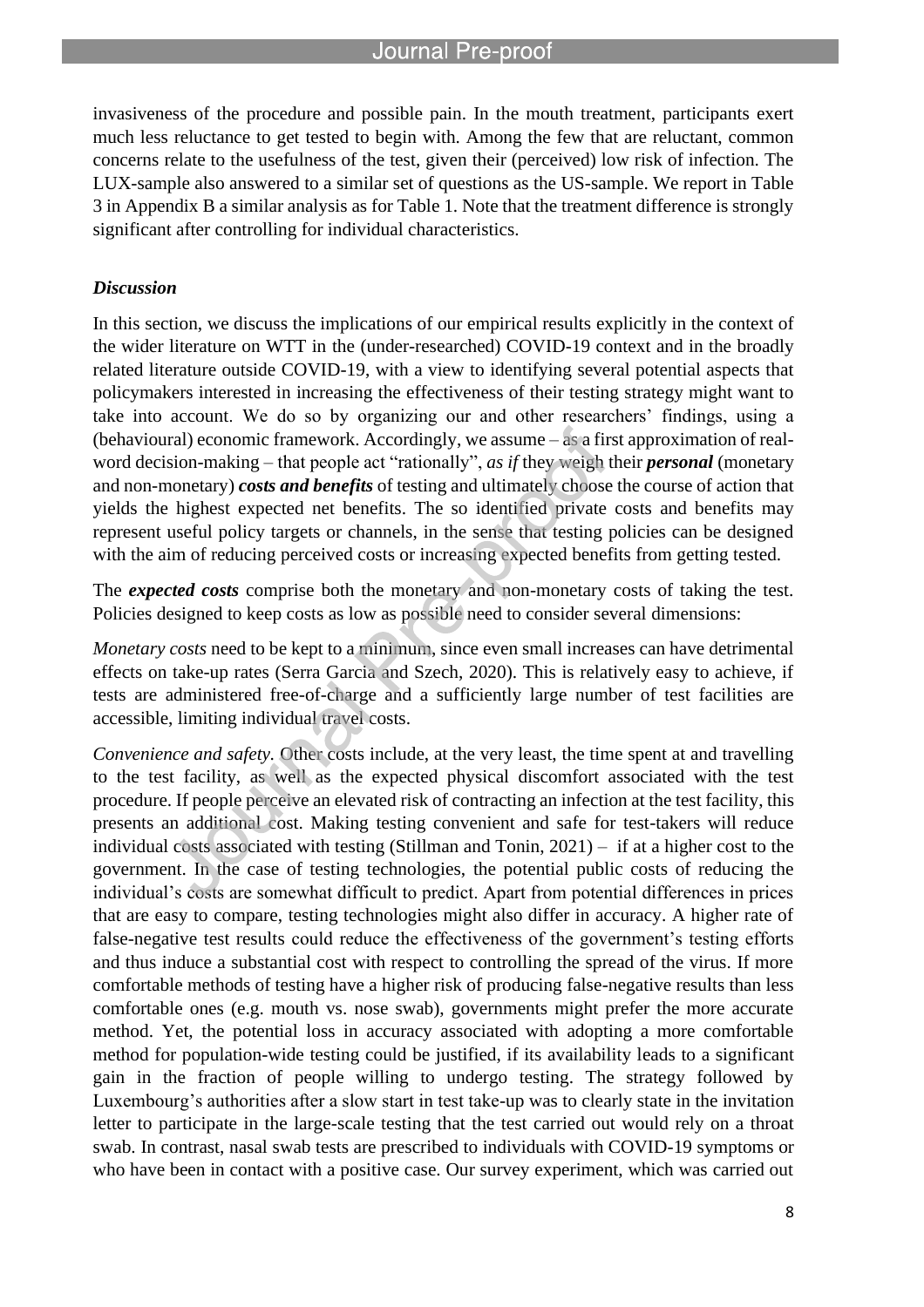invasiveness of the procedure and possible pain. In the mouth treatment, participants exert much less reluctance to get tested to begin with. Among the few that are reluctant, common concerns relate to the usefulness of the test, given their (perceived) low risk of infection. The LUX-sample also answered to a similar set of questions as the US-sample. We report in Table 3 in Appendix B a similar analysis as for Table 1. Note that the treatment difference is strongly significant after controlling for individual characteristics.

### *Discussion*

In this section, we discuss the implications of our empirical results explicitly in the context of the wider literature on WTT in the (under-researched) COVID-19 context and in the broadly related literature outside COVID-19, with a view to identifying several potential aspects that policymakers interested in increasing the effectiveness of their testing strategy might want to take into account. We do so by organizing our and other researchers' findings, using a (behavioural) economic framework. Accordingly, we assume – as a first approximation of real-word decision-making – that people act "rationally", *as if* they weigh their ***personal*** (monetary and non-monetary) ***costs and benefits*** of testing and ultimately choose the course of action that yields the highest expected net benefits. The so identified private costs and benefits may represent useful policy targets or channels, in the sense that testing policies can be designed with the aim of reducing perceived costs or increasing expected benefits from getting tested.

The ***expected costs*** comprise both the monetary and non-monetary costs of taking the test. Policies designed to keep costs as low as possible need to consider several dimensions:

*Monetary costs* need to be kept to a minimum, since even small increases can have detrimental effects on take-up rates (Serra Garcia and Szech, 2020). This is relatively easy to achieve, if tests are administered free-of-charge and a sufficiently large number of test facilities are accessible, limiting individual travel costs.

*Convenience and safety.* Other costs include, at the very least, the time spent at and travelling to the test facility, as well as the expected physical discomfort associated with the test procedure. If people perceive an elevated risk of contracting an infection at the test facility, this presents an additional cost. Making testing convenient and safe for test-takers will reduce individual costs associated with testing (Stillman and Tonin, 2021) – if at a higher cost to the government. In the case of testing technologies, the potential public costs of reducing the individual's costs are somewhat difficult to predict. Apart from potential differences in prices that are easy to compare, testing technologies might also differ in accuracy. A higher rate of false-negative test results could reduce the effectiveness of the government's testing efforts and thus induce a substantial cost with respect to controlling the spread of the virus. If more comfortable methods of testing have a higher risk of producing false-negative results than less comfortable ones (e.g. mouth vs. nose swab), governments might prefer the more accurate method. Yet, the potential loss in accuracy associated with adopting a more comfortable method for population-wide testing could be justified, if its availability leads to a significant gain in the fraction of people willing to undergo testing. The strategy followed by Luxembourg's authorities after a slow start in test take-up was to clearly state in the invitation letter to participate in the large-scale testing that the test carried out would rely on a throat swab. In contrast, nasal swab tests are prescribed to individuals with COVID-19 symptoms or who have been in contact with a positive case. Our survey experiment, which was carried out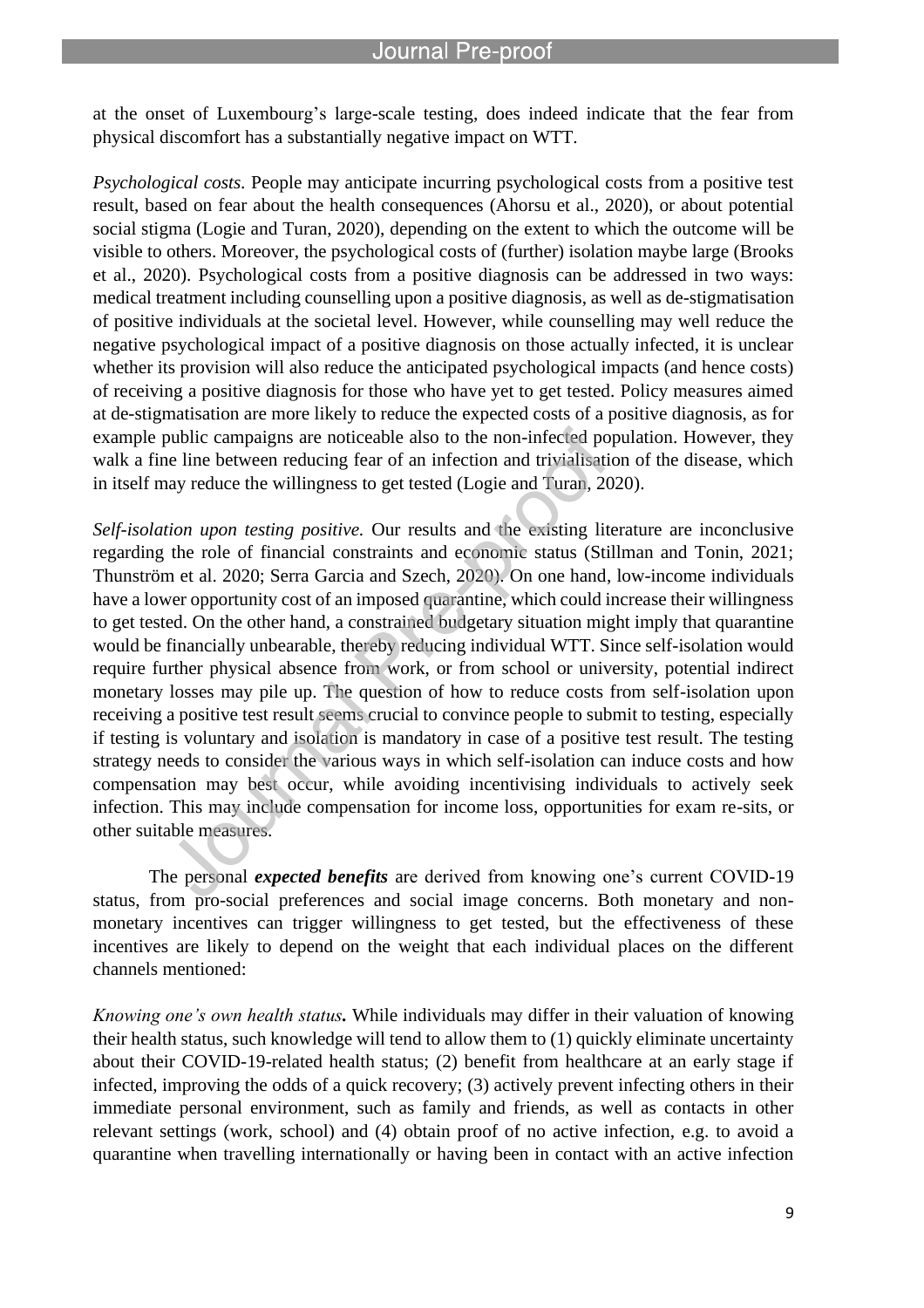at the onset of Luxembourg's large-scale testing, does indeed indicate that the fear from physical discomfort has a substantially negative impact on WTT.

*Psychological costs.* People may anticipate incurring psychological costs from a positive test result, based on fear about the health consequences (Ahorsu et al., 2020), or about potential social stigma (Logie and Turan, 2020), depending on the extent to which the outcome will be visible to others. Moreover, the psychological costs of (further) isolation maybe large (Brooks et al., 2020). Psychological costs from a positive diagnosis can be addressed in two ways: medical treatment including counselling upon a positive diagnosis, as well as de-stigmatisation of positive individuals at the societal level. However, while counselling may well reduce the negative psychological impact of a positive diagnosis on those actually infected, it is unclear whether its provision will also reduce the anticipated psychological impacts (and hence costs) of receiving a positive diagnosis for those who have yet to get tested. Policy measures aimed at de-stigmatisation are more likely to reduce the expected costs of a positive diagnosis, as for example public campaigns are noticeable also to the non-infected population. However, they walk a fine line between reducing fear of an infection and trivialisation of the disease, which in itself may reduce the willingness to get tested (Logie and Turan, 2020).

*Self-isolation upon testing positive.* Our results and the existing literature are inconclusive regarding the role of financial constraints and economic status (Stillman and Tonin, 2021; Thunström et al. 2020; Serra Garcia and Szech, 2020). On one hand, low-income individuals have a lower opportunity cost of an imposed quarantine, which could increase their willingness to get tested. On the other hand, a constrained budgetary situation might imply that quarantine would be financially unbearable, thereby reducing individual WTT. Since self-isolation would require further physical absence from work, or from school or university, potential indirect monetary losses may pile up. The question of how to reduce costs from self-isolation upon receiving a positive test result seems crucial to convince people to submit to testing, especially if testing is voluntary and isolation is mandatory in case of a positive test result. The testing strategy needs to consider the various ways in which self-isolation can induce costs and how compensation may best occur, while avoiding incentivising individuals to actively seek infection. This may include compensation for income loss, opportunities for exam re-sits, or other suitable measures.

The personal ***expected benefits*** are derived from knowing one's current COVID-19 status, from pro-social preferences and social image concerns. Both monetary and non-monetary incentives can trigger willingness to get tested, but the effectiveness of these incentives are likely to depend on the weight that each individual places on the different channels mentioned:

*Knowing one's own health status***.** While individuals may differ in their valuation of knowing their health status, such knowledge will tend to allow them to (1) quickly eliminate uncertainty about their COVID-19-related health status; (2) benefit from healthcare at an early stage if infected, improving the odds of a quick recovery; (3) actively prevent infecting others in their immediate personal environment, such as family and friends, as well as contacts in other relevant settings (work, school) and (4) obtain proof of no active infection, e.g. to avoid a quarantine when travelling internationally or having been in contact with an active infection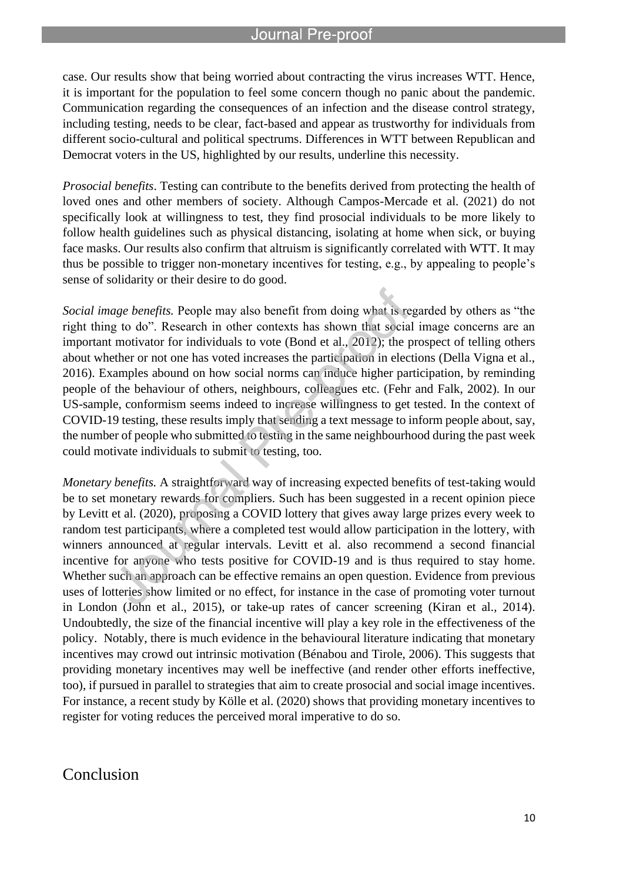case. Our results show that being worried about contracting the virus increases WTT. Hence, it is important for the population to feel some concern though no panic about the pandemic. Communication regarding the consequences of an infection and the disease control strategy, including testing, needs to be clear, fact-based and appear as trustworthy for individuals from different socio-cultural and political spectrums. Differences in WTT between Republican and Democrat voters in the US, highlighted by our results, underline this necessity.

*Prosocial benefits*. Testing can contribute to the benefits derived from protecting the health of loved ones and other members of society. Although Campos-Mercade et al. (2021) do not specifically look at willingness to test, they find prosocial individuals to be more likely to follow health guidelines such as physical distancing, isolating at home when sick, or buying face masks. Our results also confirm that altruism is significantly correlated with WTT. It may thus be possible to trigger non-monetary incentives for testing, e.g., by appealing to people's sense of solidarity or their desire to do good.

*Social image benefits.* People may also benefit from doing what is regarded by others as "the right thing to do". Research in other contexts has shown that social image concerns are an important motivator for individuals to vote (Bond et al., 2012); the prospect of telling others about whether or not one has voted increases the participation in elections (Della Vigna et al., 2016). Examples abound on how social norms can induce higher participation, by reminding people of the behaviour of others, neighbours, colleagues etc. (Fehr and Falk, 2002). In our US-sample, conformism seems indeed to increase willingness to get tested. In the context of COVID-19 testing, these results imply that sending a text message to inform people about, say, the number of people who submitted to testing in the same neighbourhood during the past week could motivate individuals to submit to testing, too.

*Monetary benefits.* A straightforward way of increasing expected benefits of test-taking would be to set monetary rewards for compliers. Such has been suggested in a recent opinion piece by Levitt et al. (2020), proposing a COVID lottery that gives away large prizes every week to random test participants, where a completed test would allow participation in the lottery, with winners announced at regular intervals. Levitt et al. also recommend a second financial incentive for anyone who tests positive for COVID-19 and is thus required to stay home. Whether such an approach can be effective remains an open question. Evidence from previous uses of lotteries show limited or no effect, for instance in the case of promoting voter turnout in London (John et al., 2015), or take-up rates of cancer screening (Kiran et al., 2014). Undoubtedly, the size of the financial incentive will play a key role in the effectiveness of the policy. Notably, there is much evidence in the behavioural literature indicating that monetary incentives may crowd out intrinsic motivation (Bénabou and Tirole, 2006). This suggests that providing monetary incentives may well be ineffective (and render other efforts ineffective, too), if pursued in parallel to strategies that aim to create prosocial and social image incentives. For instance, a recent study by Kölle et al. (2020) shows that providing monetary incentives to register for voting reduces the perceived moral imperative to do so.

# Conclusion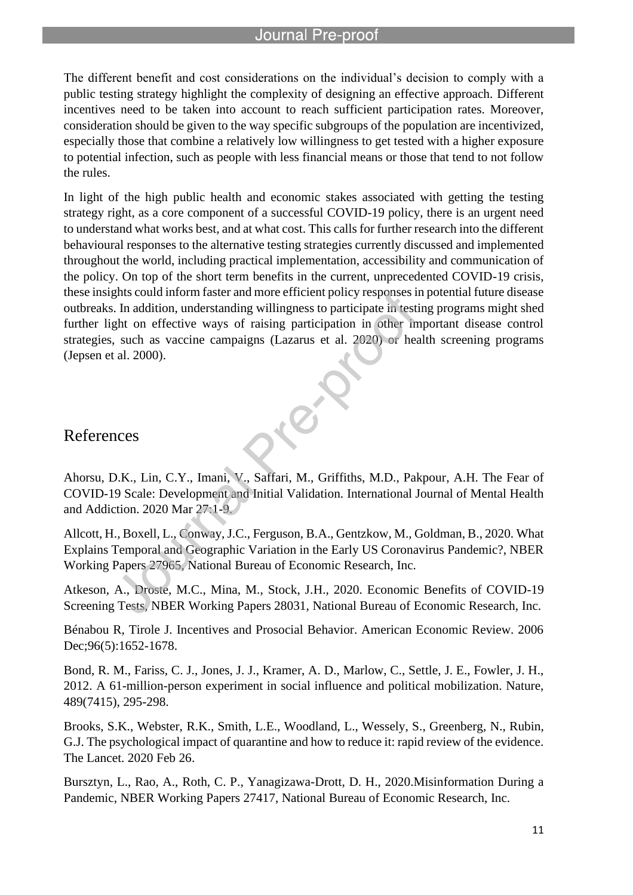The different benefit and cost considerations on the individual's decision to comply with a public testing strategy highlight the complexity of designing an effective approach. Different incentives need to be taken into account to reach sufficient participation rates. Moreover, consideration should be given to the way specific subgroups of the population are incentivized, especially those that combine a relatively low willingness to get tested with a higher exposure to potential infection, such as people with less financial means or those that tend to not follow the rules.

In light of the high public health and economic stakes associated with getting the testing strategy right, as a core component of a successful COVID-19 policy, there is an urgent need to understand what works best, and at what cost. This calls for further research into the different behavioural responses to the alternative testing strategies currently discussed and implemented throughout the world, including practical implementation, accessibility and communication of the policy. On top of the short term benefits in the current, unprecedented COVID-19 crisis, these insights could inform faster and more efficient policy responses in potential future disease outbreaks. In addition, understanding willingness to participate in testing programs might shed further light on effective ways of raising participation in other important disease control strategies, such as vaccine campaigns (Lazarus et al. 2020) or health screening programs (Jepsen et al. 2000).

## References

Ahorsu, D.K., Lin, C.Y., Imani, V., Saffari, M., Griffiths, M.D., Pakpour, A.H. The Fear of COVID-19 Scale: Development and Initial Validation. International Journal of Mental Health and Addiction. 2020 Mar 27:1-9.

Allcott, H., Boxell, L., Conway, J.C., Ferguson, B.A., Gentzkow, M., Goldman, B., 2020. What Explains Temporal and Geographic Variation in the Early US Coronavirus Pandemic?, NBER Working Papers 27965, National Bureau of Economic Research, Inc.

Atkeson, A., Droste, M.C., Mina, M., Stock, J.H., 2020. Economic Benefits of COVID-19 Screening Tests, NBER Working Papers 28031, National Bureau of Economic Research, Inc.

Bénabou R, Tirole J. Incentives and Prosocial Behavior. American Economic Review. 2006 Dec;96(5):1652-1678.

Bond, R. M., Fariss, C. J., Jones, J. J., Kramer, A. D., Marlow, C., Settle, J. E., Fowler, J. H., 2012. A 61-million-person experiment in social influence and political mobilization. Nature, 489(7415), 295-298.

Brooks, S.K., Webster, R.K., Smith, L.E., Woodland, L., Wessely, S., Greenberg, N., Rubin, G.J. The psychological impact of quarantine and how to reduce it: rapid review of the evidence. The Lancet. 2020 Feb 26.

Bursztyn, L., Rao, A., Roth, C. P., Yanagizawa-Drott, D. H., 2020.Misinformation During a Pandemic, NBER Working Papers 27417, National Bureau of Economic Research, Inc.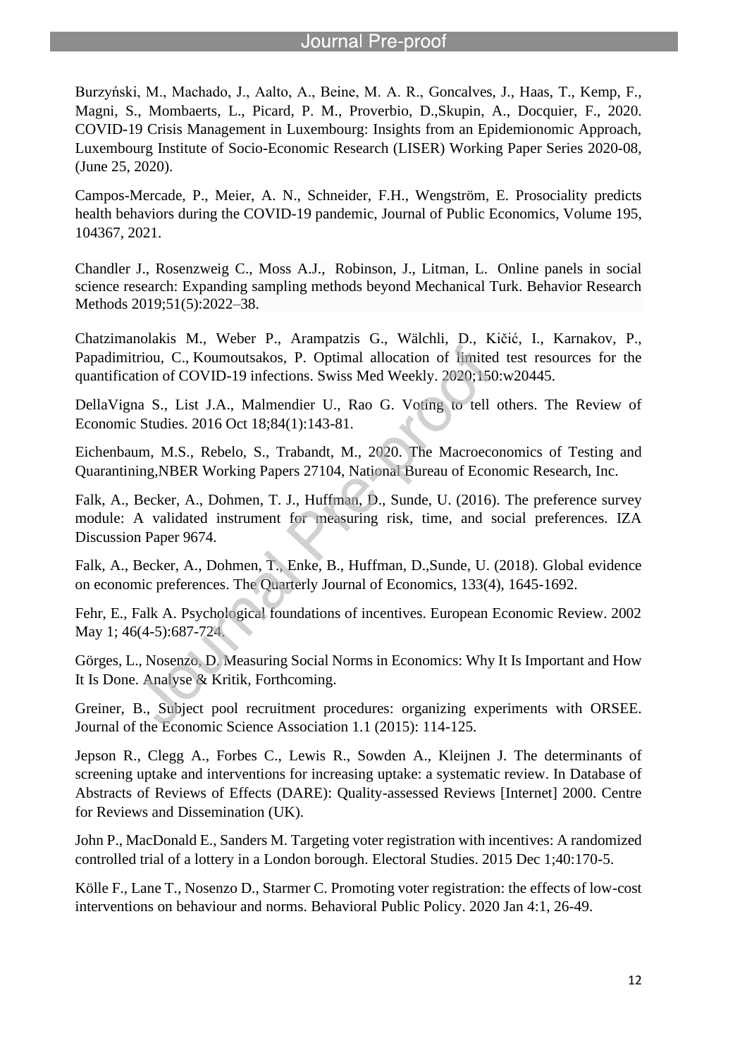Burzyński, M., Machado, J., Aalto, A., Beine, M. A. R., Goncalves, J., Haas, T., Kemp, F., Magni, S., Mombaerts, L., Picard, P. M., Proverbio, D.,Skupin, A., Docquier, F., 2020. COVID-19 Crisis Management in Luxembourg: Insights from an Epidemionomic Approach, Luxembourg Institute of Socio-Economic Research (LISER) Working Paper Series 2020-08, (June 25, 2020).

Campos-Mercade, P., Meier, A. N., Schneider, F.H., Wengström, E. Prosociality predicts health behaviors during the COVID-19 pandemic, Journal of Public Economics, Volume 195, 104367, 2021.

Chandler J., Rosenzweig C., Moss A.J., Robinson, J., Litman, L. Online panels in social science research: Expanding sampling methods beyond Mechanical Turk. Behavior Research Methods 2019;51(5):2022–38.

Chatzimanolakis M., Weber P., Arampatzis G., Wälchli, D., Kičić, I., Karnakov, P., Papadimitriou, C., Koumoutsakos, P. Optimal allocation of limited test resources for the quantification of COVID-19 infections. Swiss Med Weekly. 2020;150:w20445.

DellaVigna S., List J.A., Malmendier U., Rao G. Voting to tell others. The Review of Economic Studies. 2016 Oct 18;84(1):143-81.

Eichenbaum, M.S., Rebelo, S., Trabandt, M., 2020. The Macroeconomics of Testing and Quarantining,NBER Working Papers 27104, National Bureau of Economic Research, Inc.

Falk, A., Becker, A., Dohmen, T. J., Huffman, D., Sunde, U. (2016). The preference survey module: A validated instrument for measuring risk, time, and social preferences. IZA Discussion Paper 9674.

Falk, A., Becker, A., Dohmen, T., Enke, B., Huffman, D.,Sunde, U. (2018). Global evidence on economic preferences. The Quarterly Journal of Economics, 133(4), 1645-1692.

Fehr, E., Falk A. Psychological foundations of incentives. European Economic Review. 2002 May 1; 46(4-5):687-724.

Görges, L., Nosenzo, D. Measuring Social Norms in Economics: Why It Is Important and How It Is Done. Analyse & Kritik, Forthcoming.

Greiner, B., Subject pool recruitment procedures: organizing experiments with ORSEE. Journal of the Economic Science Association 1.1 (2015): 114-125.

Jepson R., Clegg A., Forbes C., Lewis R., Sowden A., Kleijnen J. The determinants of screening uptake and interventions for increasing uptake: a systematic review. In Database of Abstracts of Reviews of Effects (DARE): Quality-assessed Reviews [Internet] 2000. Centre for Reviews and Dissemination (UK).

John P., MacDonald E., Sanders M. Targeting voter registration with incentives: A randomized controlled trial of a lottery in a London borough. Electoral Studies. 2015 Dec 1;40:170-5.

Kölle F., Lane T., Nosenzo D., Starmer C. Promoting voter registration: the effects of low-cost interventions on behaviour and norms. Behavioral Public Policy. 2020 Jan 4:1, 26-49.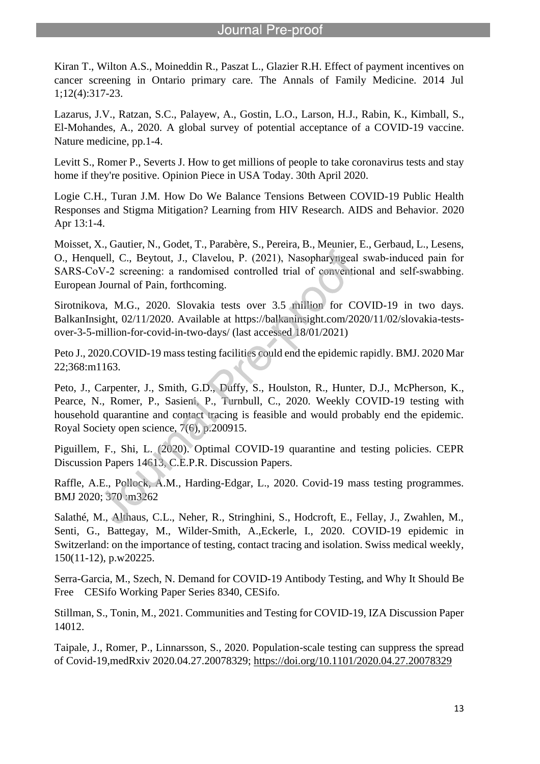Kiran T., Wilton A.S., Moineddin R., Paszat L., Glazier R.H. Effect of payment incentives on cancer screening in Ontario primary care. The Annals of Family Medicine. 2014 Jul 1;12(4):317-23.

Lazarus, J.V., Ratzan, S.C., Palayew, A., Gostin, L.O., Larson, H.J., Rabin, K., Kimball, S., El-Mohandes, A., 2020. A global survey of potential acceptance of a COVID-19 vaccine. Nature medicine, pp.1-4.

Levitt S., Romer P., Severts J. How to get millions of people to take coronavirus tests and stay home if they're positive. Opinion Piece in USA Today. 30th April 2020.

Logie C.H., Turan J.M. How Do We Balance Tensions Between COVID-19 Public Health Responses and Stigma Mitigation? Learning from HIV Research. AIDS and Behavior. 2020 Apr 13:1-4.

Moisset, X., Gautier, N., Godet, T., Parabère, S., Pereira, B., Meunier, E., Gerbaud, L., Lesens, O., Henquell, C., Beytout, J., Clavelou, P. (2021), Nasopharyngeal swab-induced pain for SARS-CoV-2 screening: a randomised controlled trial of conventional and self-swabbing. European Journal of Pain, forthcoming.

Sirotnikova, M.G., 2020. Slovakia tests over 3.5 million for COVID-19 in two days. BalkanInsight, 02/11/2020. Available at https://balkaninsight.com/2020/11/02/slovakia-tests-over-3-5-million-for-covid-in-two-days/ (last accessed 18/01/2021)

Peto J., 2020.COVID-19 mass testing facilities could end the epidemic rapidly. BMJ. 2020 Mar 22;368:m1163.

Peto, J., Carpenter, J., Smith, G.D., Duffy, S., Houlston, R., Hunter, D.J., McPherson, K., Pearce, N., Romer, P., Sasieni, P., Turnbull, C., 2020. Weekly COVID-19 testing with household quarantine and contact tracing is feasible and would probably end the epidemic. Royal Society open science, 7(6), p.200915.

Piguillem, F., Shi, L. (2020). Optimal COVID-19 quarantine and testing policies. CEPR Discussion Papers 14613, C.E.P.R. Discussion Papers.

Raffle, A.E., Pollock, A.M., Harding-Edgar, L., 2020. Covid-19 mass testing programmes. BMJ 2020; 370 :m3262

Salathé, M., Althaus, C.L., Neher, R., Stringhini, S., Hodcroft, E., Fellay, J., Zwahlen, M., Senti, G., Battegay, M., Wilder-Smith, A.,Eckerle, I., 2020. COVID-19 epidemic in Switzerland: on the importance of testing, contact tracing and isolation. Swiss medical weekly, 150(11-12), p.w20225.

Serra-Garcia, M., Szech, N. Demand for COVID-19 Antibody Testing, and Why It Should Be Free CESifo Working Paper Series 8340, CESifo.

Stillman, S., Tonin, M., 2021. Communities and Testing for COVID-19, IZA Discussion Paper 14012.

Taipale, J., Romer, P., Linnarsson, S., 2020. Population-scale testing can suppress the spread of Covid-19,medRxiv 2020.04.27.20078329; https://doi.org/10.1101/2020.04.27.20078329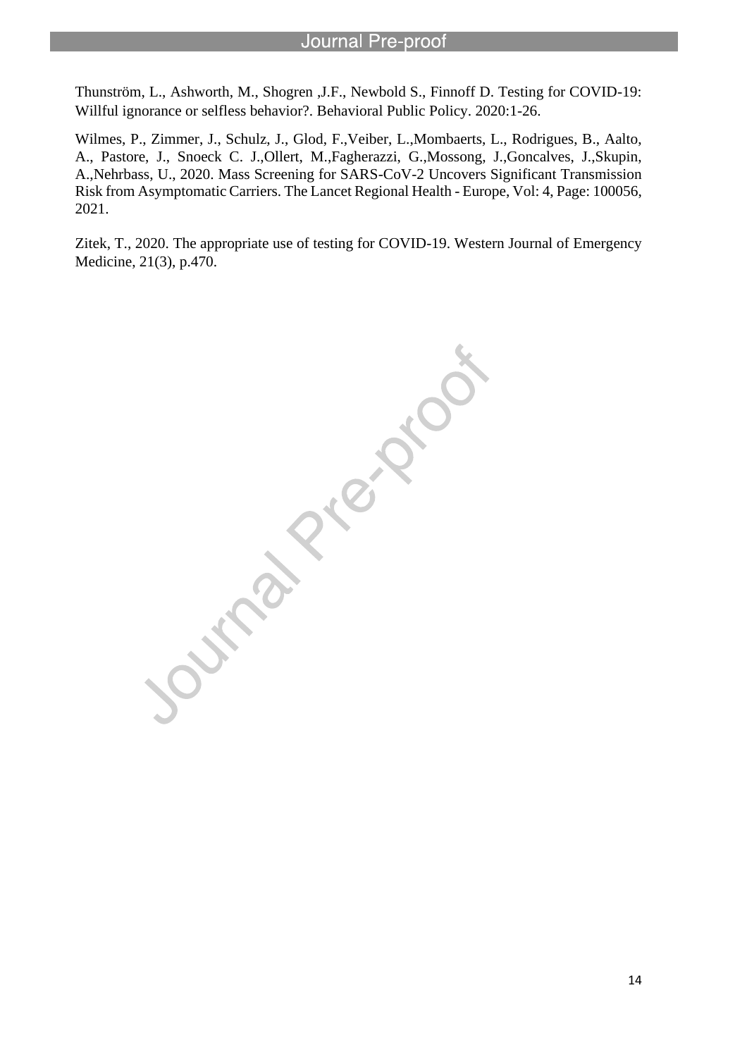Thunström, L., Ashworth, M., Shogren ,J.F., Newbold S., Finnoff D. Testing for COVID-19: Willful ignorance or selfless behavior?. Behavioral Public Policy. 2020:1-26.

Wilmes, P., Zimmer, J., Schulz, J., Glod, F.,Veiber, L.,Mombaerts, L., Rodrigues, B., Aalto, A., Pastore, J., Snoeck C. J.,Ollert, M.,Fagherazzi, G.,Mossong, J.,Goncalves, J.,Skupin, A.,Nehrbass, U., 2020. Mass Screening for SARS-CoV-2 Uncovers Significant Transmission Risk from Asymptomatic Carriers. The Lancet Regional Health - Europe, Vol: 4, Page: 100056, 2021.

Zitek, T., 2020. The appropriate use of testing for COVID-19. Western Journal of Emergency Medicine, 21(3), p.470.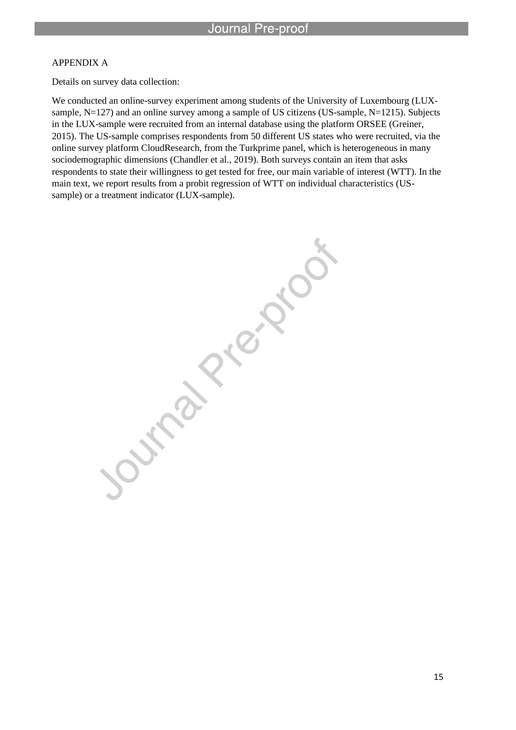## APPENDIX A

Details on survey data collection:

We conducted an online-survey experiment among students of the University of Luxembourg (LUX-sample, N=127) and an online survey among a sample of US citizens (US-sample, N=1215). Subjects in the LUX-sample were recruited from an internal database using the platform ORSEE (Greiner, 2015). The US-sample comprises respondents from 50 different US states who were recruited, via the online survey platform CloudResearch, from the Turkprime panel, which is heterogeneous in many sociodemographic dimensions (Chandler et al., 2019). Both surveys contain an item that asks respondents to state their willingness to get tested for free, our main variable of interest (WTT). In the main text, we report results from a probit regression of WTT on individual characteristics (US-sample) or a treatment indicator (LUX-sample).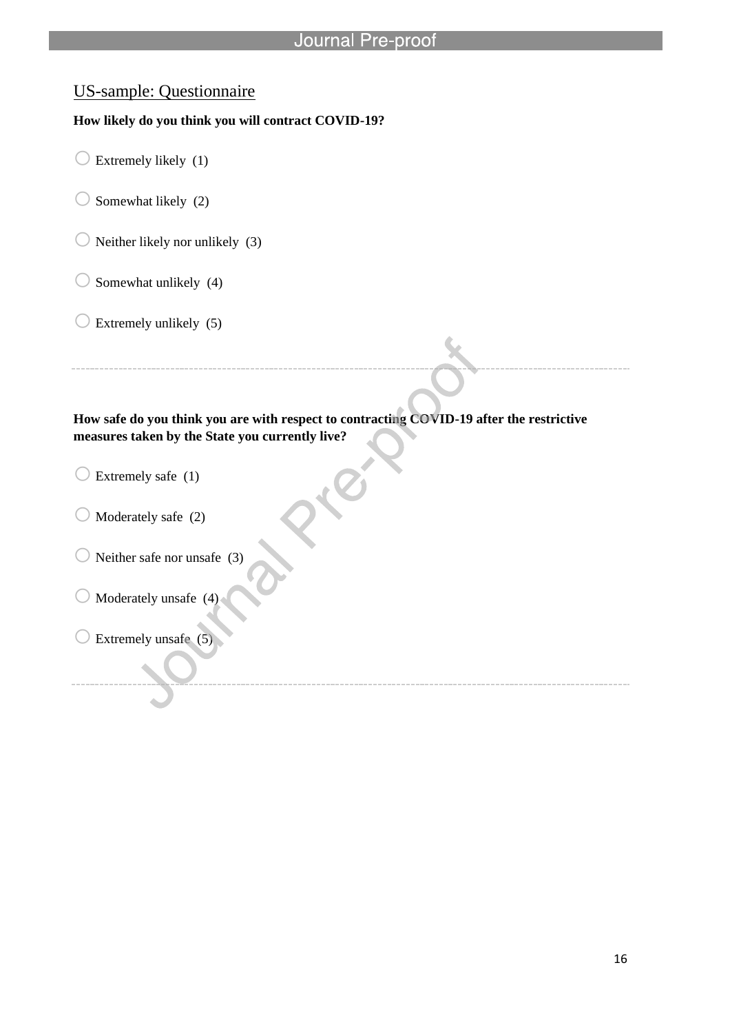US-sample: Questionnaire

**How likely do you think you will contract COVID-19?**

- Extremely likely (1)
- Somewhat likely (2)
- Neither likely nor unlikely (3)
- Somewhat unlikely (4)
- Extremely unlikely (5)

---

**How safe do you think you are with respect to contracting COVID-19 after the restrictive measures taken by the State you currently live?**

- Extremely safe (1)
- Moderately safe (2)
- Neither safe nor unsafe (3)
- Moderately unsafe (4)
- Extremely unsafe (5)

---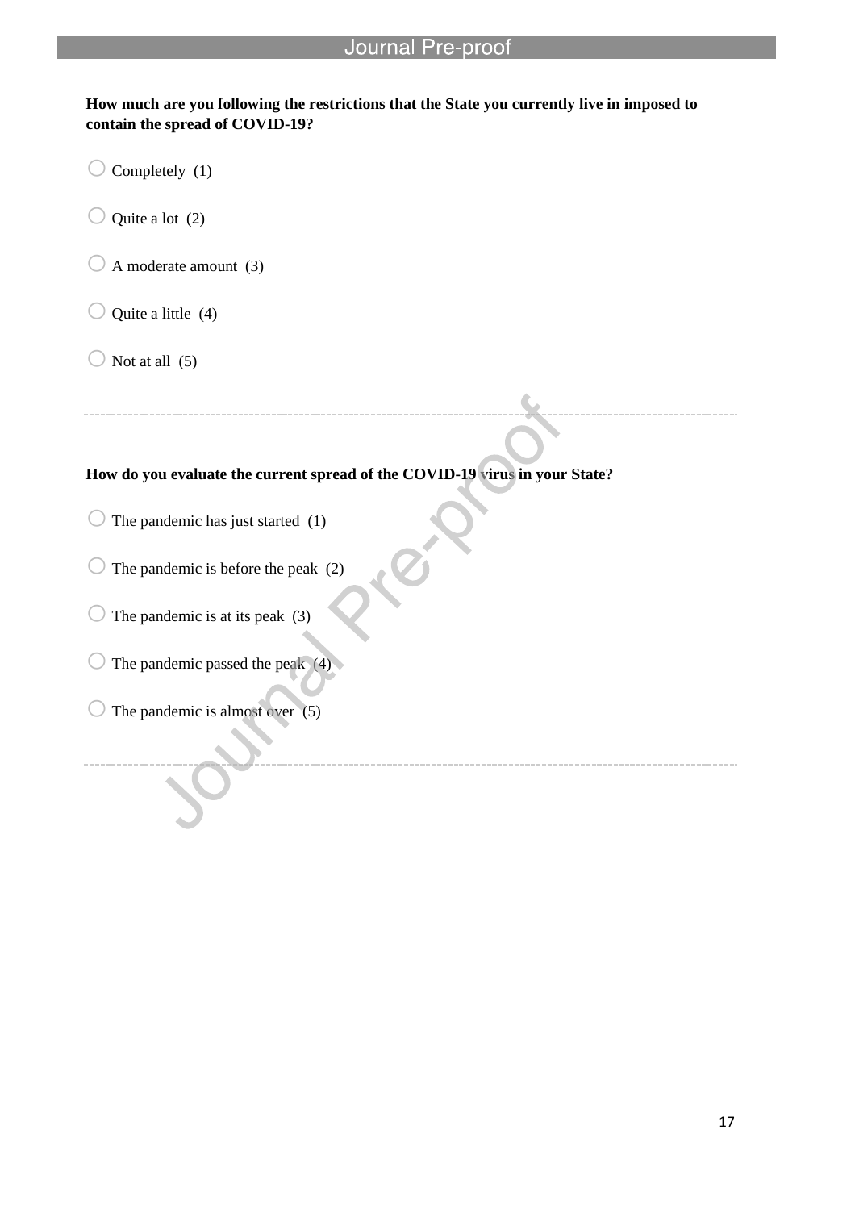**How much are you following the restrictions that the State you currently live in imposed to contain the spread of COVID-19?**

- Completely (1)
- Quite a lot (2)
- A moderate amount (3)
- Quite a little (4)
- Not at all (5)

---

**How do you evaluate the current spread of the COVID-19 virus in your State?**

- The pandemic has just started (1)
- The pandemic is before the peak (2)
- The pandemic is at its peak (3)
- The pandemic passed the peak (4)
- The pandemic is almost over (5)

---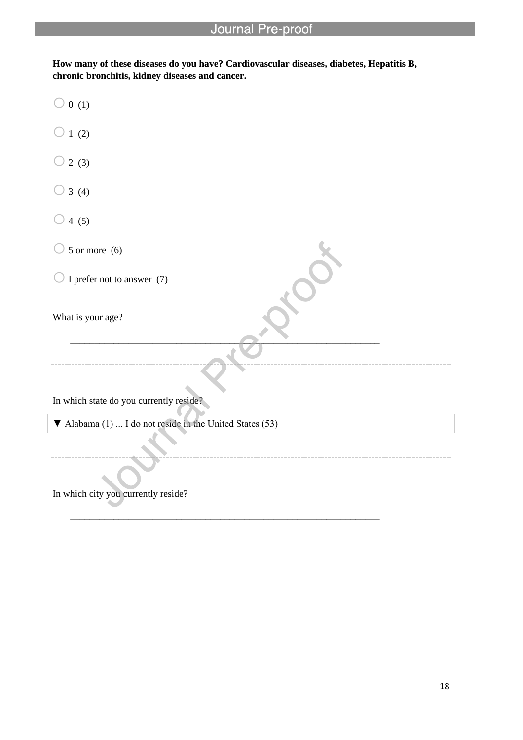**How many of these diseases do you have? Cardiovascular diseases, diabetes, Hepatitis B, chronic bronchitis, kidney diseases and cancer.**

- ○ 0 (1)
- ○ 1 (2)
- ○ 2 (3)
- ○ 3 (4)
- ○ 4 (5)
- ○ 5 or more (6)
- ○ I prefer not to answer (7)

What is your age?

________________________________________________________________

In which state do you currently reside?

▼ Alabama (1) ... I do not reside in the United States (53)

In which city you currently reside?

________________________________________________________________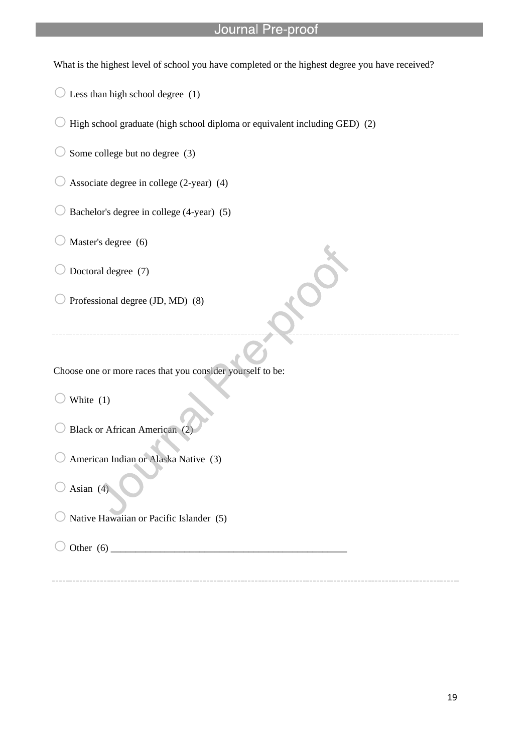What is the highest level of school you have completed or the highest degree you have received?

- ○ Less than high school degree (1)
- ○ High school graduate (high school diploma or equivalent including GED) (2)
- ○ Some college but no degree (3)
- ○ Associate degree in college (2-year) (4)
- ○ Bachelor's degree in college (4-year) (5)
- ○ Master's degree (6)
- ○ Doctoral degree (7)
- ○ Professional degree (JD, MD) (8)

---

Choose one or more races that you consider yourself to be:

- ○ White (1)
- ○ Black or African American (2)
- ○ American Indian or Alaska Native (3)
- ○ Asian (4)
- ○ Native Hawaiian or Pacific Islander (5)
- ○ Other (6) ________________________________________________

---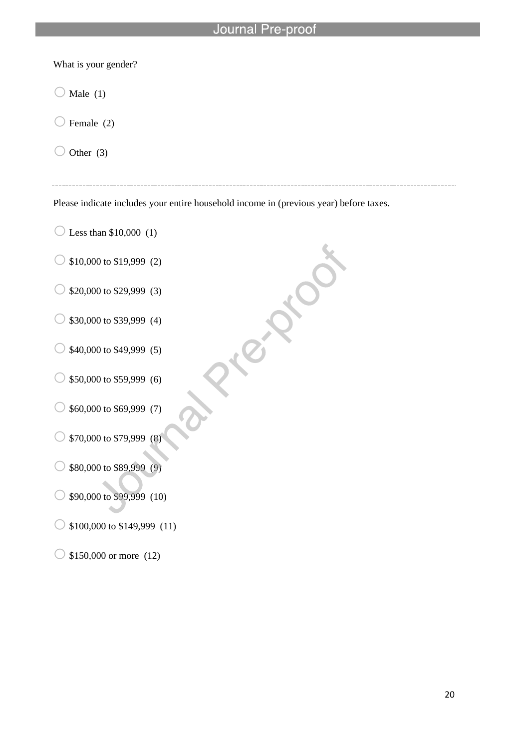What is your gender?

- Male (1)
- Female (2)
- Other (3)

---

Please indicate includes your entire household income in (previous year) before taxes.

- Less than $10,000 (1)
- $10,000 to $19,999 (2)
- $20,000 to $29,999 (3)
- $30,000 to $39,999 (4)
- $40,000 to $49,999 (5)
- $50,000 to $59,999 (6)
- $60,000 to $69,999 (7)
- $70,000 to $79,999 (8)
- $80,000 to $89,999 (9)
- $90,000 to $99,999 (10)
- $100,000 to $149,999 (11)
- $150,000 or more (12)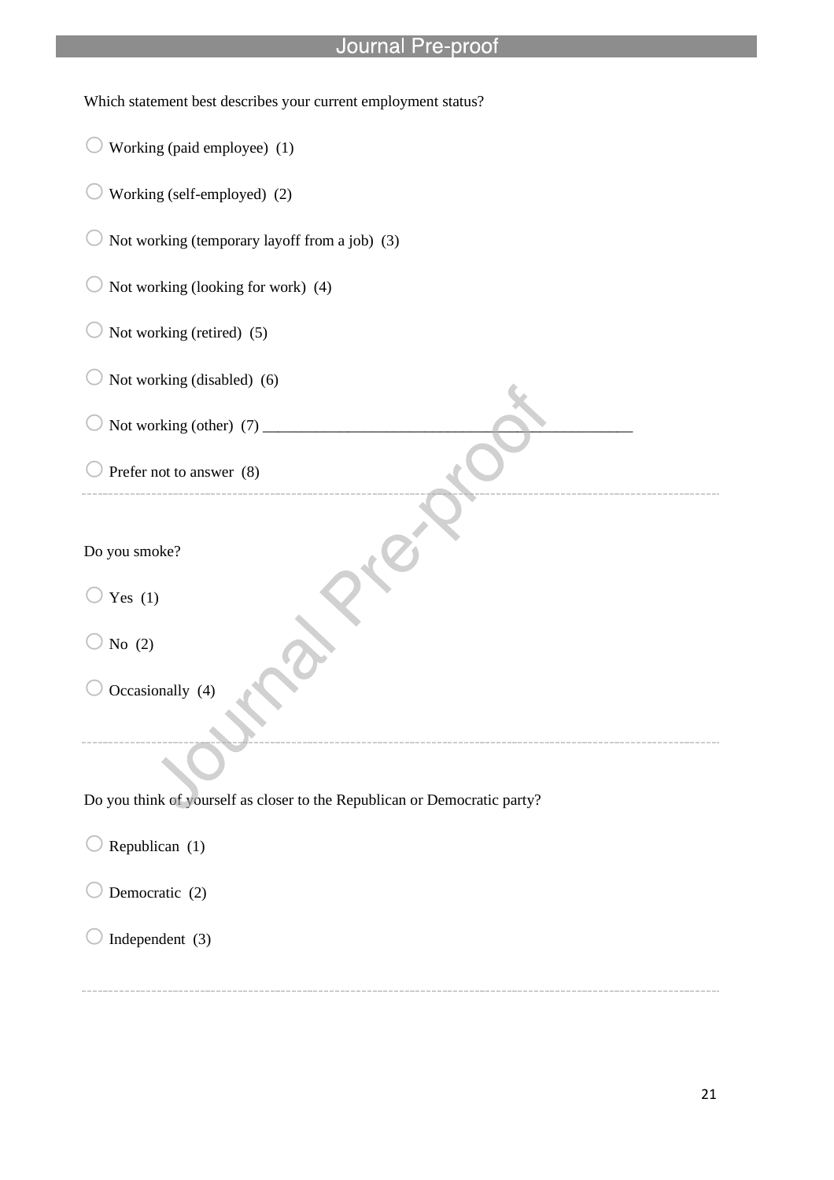Which statement best describes your current employment status?

- ○ Working (paid employee)  (1)
- ○ Working (self-employed)  (2)
- ○ Not working (temporary layoff from a job)  (3)
- ○ Not working (looking for work)  (4)
- ○ Not working (retired)  (5)
- ○ Not working (disabled)  (6)
- ○ Not working (other)  (7) ________________________________________________
- ○ Prefer not to answer  (8)

---

Do you smoke?

- ○ Yes  (1)
- ○ No  (2)
- ○ Occasionally  (4)

---

Do you think of yourself as closer to the Republican or Democratic party?

- ○ Republican  (1)
- ○ Democratic  (2)
- ○ Independent  (3)

---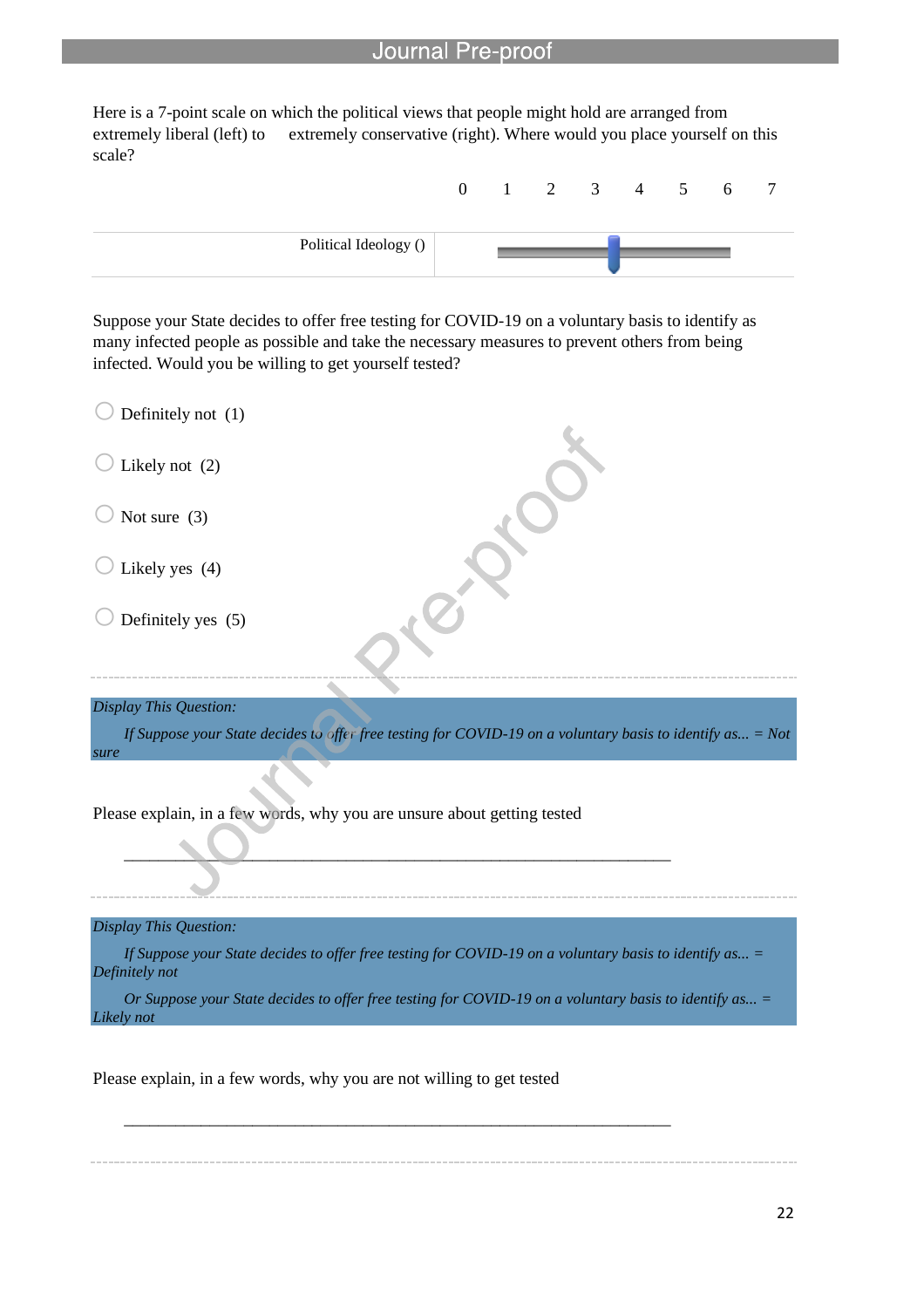Here is a 7-point scale on which the political views that people might hold are arranged from extremely liberal (left) to extremely conservative (right). Where would you place yourself on this scale?

| | 0 | 1 | 2 | 3 | 4 | 5 | 6 | 7 |
|---|---|---|---|---|---|---|---|---|
| Political Ideology () | | | | | | | | |

Suppose your State decides to offer free testing for COVID-19 on a voluntary basis to identify as many infected people as possible and take the necessary measures to prevent others from being infected. Would you be willing to get yourself tested?

- Definitely not (1)
- Likely not (2)
- Not sure (3)
- Likely yes (4)
- Definitely yes (5)

*Display This Question:*

*If Suppose your State decides to offer free testing for COVID-19 on a voluntary basis to identify as... = Not sure*

Please explain, in a few words, why you are unsure about getting tested

________________________________________________________________

*Display This Question:*

*If Suppose your State decides to offer free testing for COVID-19 on a voluntary basis to identify as... = Definitely not*

*Or Suppose your State decides to offer free testing for COVID-19 on a voluntary basis to identify as... = Likely not*

Please explain, in a few words, why you are not willing to get tested

________________________________________________________________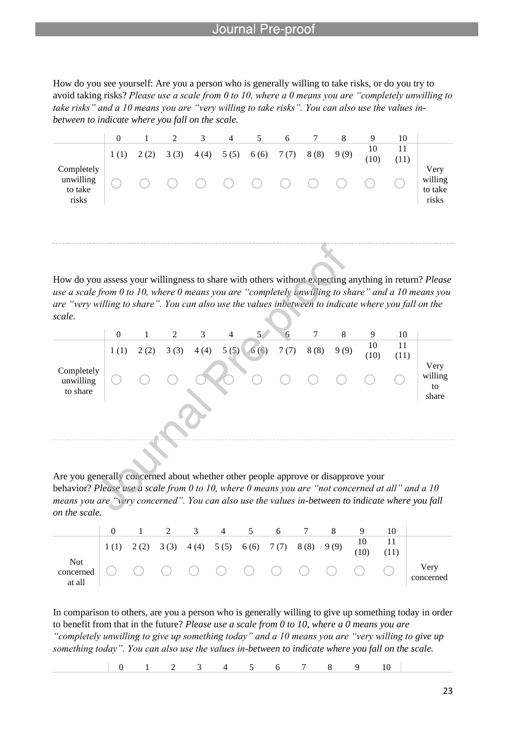How do you see yourself: Are you a person who is generally willing to take risks, or do you try to avoid taking risks? *Please use a scale from 0 to 10, where a 0 means you are "completely unwilling to take risks" and a 10 means you are "very willing to take risks". You can also use the values in-between to indicate where you fall on the scale.*

| | 0 | 1 | 2 | 3 | 4 | 5 | 6 | 7 | 8 | 9 | 10 | |
|---|---|---|---|---|---|---|---|---|---|---|---|---|
| | 1 (1) | 2 (2) | 3 (3) | 4 (4) | 5 (5) | 6 (6) | 7 (7) | 8 (8) | 9 (9) | 10 (10) | 11 (11) | |
| Completely unwilling to take risks | ○ | ○ | ○ | ○ | ○ | ○ | ○ | ○ | ○ | ○ | ○ | Very willing to take risks |

How do you assess your willingness to share with others without expecting anything in return? *Please use a scale from 0 to 10, where 0 means you are "completely unwilling to share" and a 10 means you are "very willing to share". You can also use the values inbetween to indicate where you fall on the scale.*

| | 0 | 1 | 2 | 3 | 4 | 5 | 6 | 7 | 8 | 9 | 10 | |
|---|---|---|---|---|---|---|---|---|---|---|---|---|
| | 1 (1) | 2 (2) | 3 (3) | 4 (4) | 5 (5) | 6 (6) | 7 (7) | 8 (8) | 9 (9) | 10 (10) | 11 (11) | |
| Completely unwilling to share | ○ | ○ | ○ | ○ | ○ | ○ | ○ | ○ | ○ | ○ | ○ | Very willing to share |

Are you generally concerned about whether other people approve or disapprove your behavior? *Please use a scale from 0 to 10, where 0 means you are "not concerned at all" and a 10 means you are "very concerned". You can also use the values in-between to indicate where you fall on the scale.*

| | 0 | 1 | 2 | 3 | 4 | 5 | 6 | 7 | 8 | 9 | 10 | |
|---|---|---|---|---|---|---|---|---|---|---|---|---|
| | 1 (1) | 2 (2) | 3 (3) | 4 (4) | 5 (5) | 6 (6) | 7 (7) | 8 (8) | 9 (9) | 10 (10) | 11 (11) | |
| Not concerned at all | ○ | ○ | ○ | ○ | ○ | ○ | ○ | ○ | ○ | ○ | ○ | Very concerned |

In comparison to others, are you a person who is generally willing to give up something today in order to benefit from that in the future? *Please use a scale from 0 to 10, where a 0 means you are "completely unwilling to give up something today" and a 10 means you are "very willing to give up something today". You can also use the values in-between to indicate where you fall on the scale.*

| | 0 | 1 | 2 | 3 | 4 | 5 | 6 | 7 | 8 | 9 | 10 | |
|---|---|---|---|---|---|---|---|---|---|---|---|---|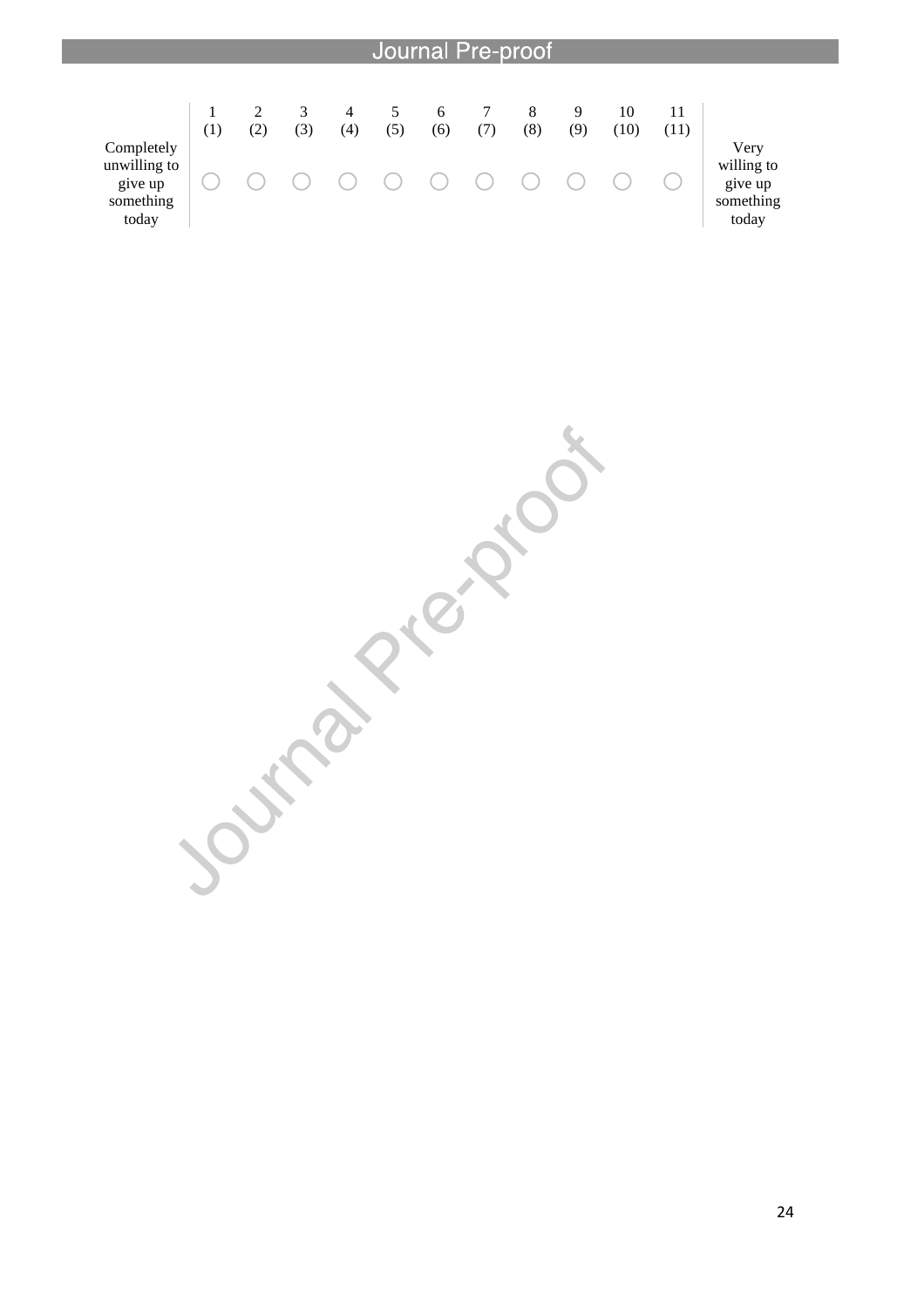| | 1 (1) | 2 (2) | 3 (3) | 4 (4) | 5 (5) | 6 (6) | 7 (7) | 8 (8) | 9 (9) | 10 (10) | 11 (11) | |
|---|---|---|---|---|---|---|---|---|---|---|---|---|
| Completely unwilling to give up something today | ○ | ○ | ○ | ○ | ○ | ○ | ○ | ○ | ○ | ○ | ○ | Very willing to give up something today |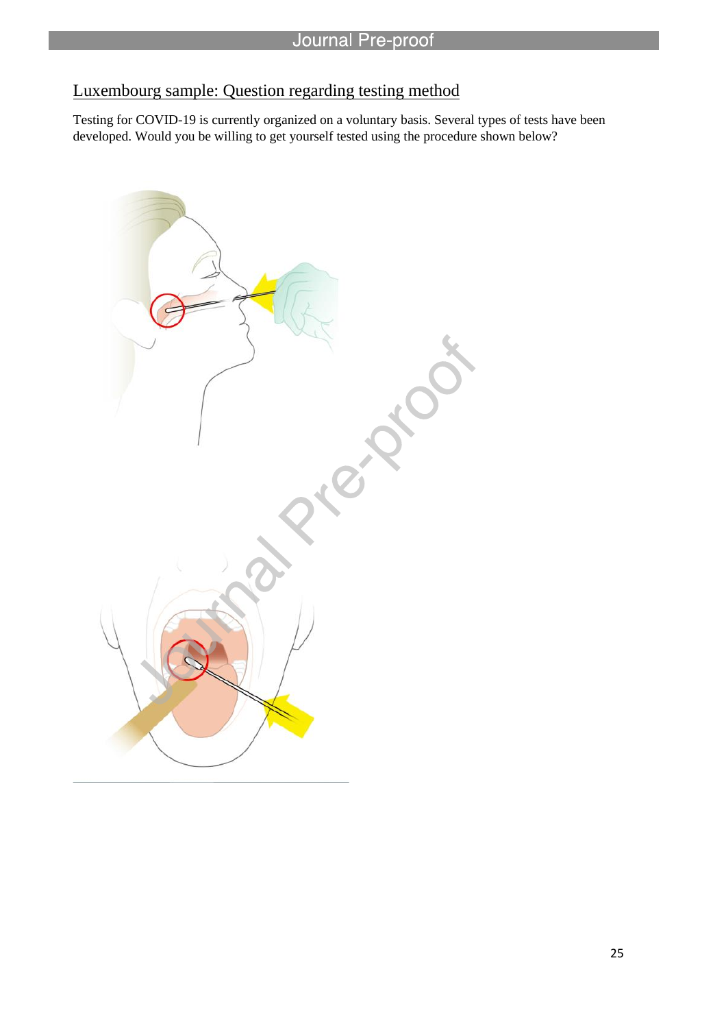## Luxembourg sample: Question regarding testing method

Testing for COVID-19 is currently organized on a voluntary basis. Several types of tests have been developed. Would you be willing to get yourself tested using the procedure shown below?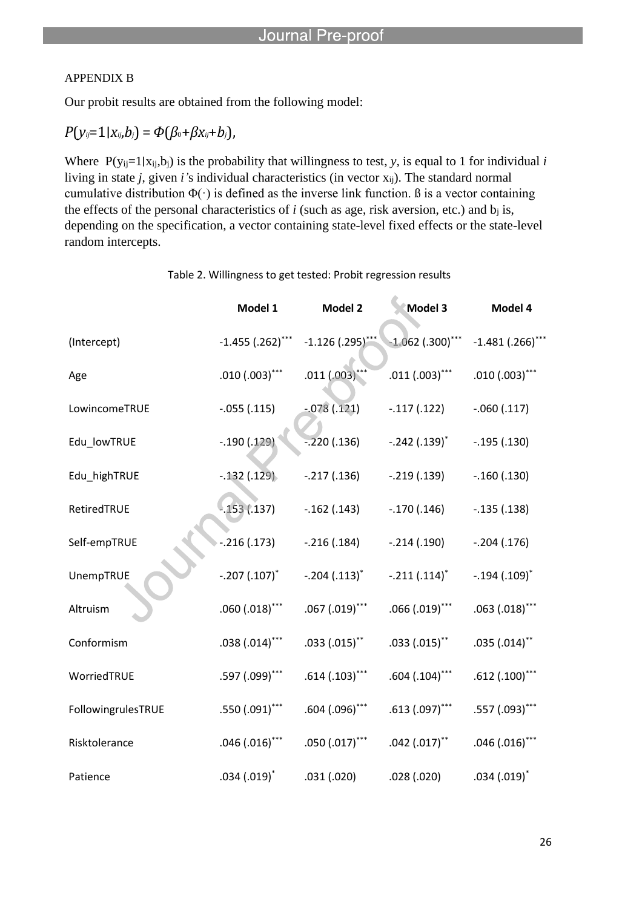APPENDIX B

Our probit results are obtained from the following model:

$$P(y_{ij}=1|x_{ij},b_j) = \Phi(\beta_0+\beta x_{ij}+b_j),$$

Where $P(y_{ij}=1|x_{ij},b_j)$ is the probability that willingness to test, $y$, is equal to 1 for individual $i$ living in state $j$, given $i$'s individual characteristics (in vector $x_{ij}$). The standard normal cumulative distribution $\Phi(\cdot)$ is defined as the inverse link function. ß is a vector containing the effects of the personal characteristics of $i$ (such as age, risk aversion, etc.) and $b_j$ is, depending on the specification, a vector containing state-level fixed effects or the state-level random intercepts.

Table 2. Willingness to get tested: Probit regression results

| | **Model 1** | **Model 2** | **Model 3** | **Model 4** |
|---|---|---|---|---|
| (Intercept) | -1.455 (.262)*** | -1.126 (.295)*** | -1.062 (.300)*** | -1.481 (.266)*** |
| Age | .010 (.003)*** | .011 (.003)*** | .011 (.003)*** | .010 (.003)*** |
| LowincomeTRUE | -.055 (.115) | -.078 (.121) | -.117 (.122) | -.060 (.117) |
| Edu_lowTRUE | -.190 (.129) | -.220 (.136) | -.242 (.139)* | -.195 (.130) |
| Edu_highTRUE | -.132 (.129) | -.217 (.136) | -.219 (.139) | -.160 (.130) |
| RetiredTRUE | -.153 (.137) | -.162 (.143) | -.170 (.146) | -.135 (.138) |
| Self-empTRUE | -.216 (.173) | -.216 (.184) | -.214 (.190) | -.204 (.176) |
| UnempTRUE | -.207 (.107)* | -.204 (.113)* | -.211 (.114)* | -.194 (.109)* |
| Altruism | .060 (.018)*** | .067 (.019)*** | .066 (.019)*** | .063 (.018)*** |
| Conformism | .038 (.014)*** | .033 (.015)** | .033 (.015)** | .035 (.014)** |
| WorriedTRUE | .597 (.099)*** | .614 (.103)*** | .604 (.104)*** | .612 (.100)*** |
| FollowingrulesTRUE | .550 (.091)*** | .604 (.096)*** | .613 (.097)*** | .557 (.093)*** |
| Risktolerance | .046 (.016)*** | .050 (.017)*** | .042 (.017)** | .046 (.016)*** |
| Patience | .034 (.019)* | .031 (.020) | .028 (.020) | .034 (.019)* |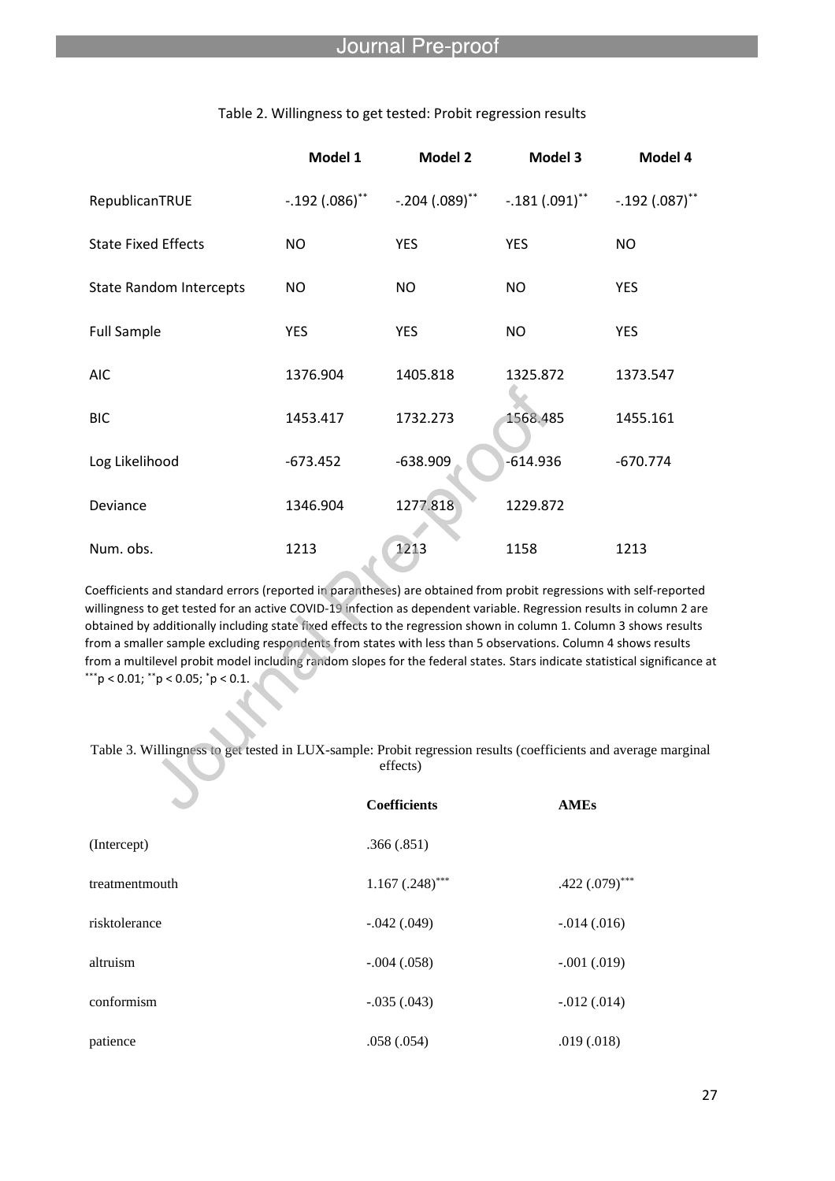Table 2. Willingness to get tested: Probit regression results

| | Model 1 | Model 2 | Model 3 | Model 4 |
|---|---|---|---|---|
| RepublicanTRUE | -.192 (.086)$^{**}$ | -.204 (.089)$^{**}$ | -.181 (.091)$^{**}$ | -.192 (.087)$^{**}$ |
| State Fixed Effects | NO | YES | YES | NO |
| State Random Intercepts | NO | NO | NO | YES |
| Full Sample | YES | YES | NO | YES |
| AIC | 1376.904 | 1405.818 | 1325.872 | 1373.547 |
| BIC | 1453.417 | 1732.273 | 1568.485 | 1455.161 |
| Log Likelihood | -673.452 | -638.909 | -614.936 | -670.774 |
| Deviance | 1346.904 | 1277.818 | 1229.872 | |
| Num. obs. | 1213 | 1213 | 1158 | 1213 |

Coefficients and standard errors (reported in parantheses) are obtained from probit regressions with self-reported willingness to get tested for an active COVID-19 infection as dependent variable. Regression results in column 2 are obtained by additionally including state fixed effects to the regression shown in column 1. Column 3 shows results from a smaller sample excluding respondents from states with less than 5 observations. Column 4 shows results from a multilevel probit model including random slopes for the federal states. Stars indicate statistical significance at $^{***}p < 0.01$; $^{**}p < 0.05$; $^{*}p < 0.1$.

Table 3. Willingness to get tested in LUX-sample: Probit regression results (coefficients and average marginal effects)

| | **Coefficients** | **AMEs** |
|---|---|---|
| (Intercept) | .366 (.851) | |
| treatmentmouth | 1.167 (.248)$^{***}$ | .422 (.079)$^{***}$ |
| risktolerance | -.042 (.049) | -.014 (.016) |
| altruism | -.004 (.058) | -.001 (.019) |
| conformism | -.035 (.043) | -.012 (.014) |
| patience | .058 (.054) | .019 (.018) |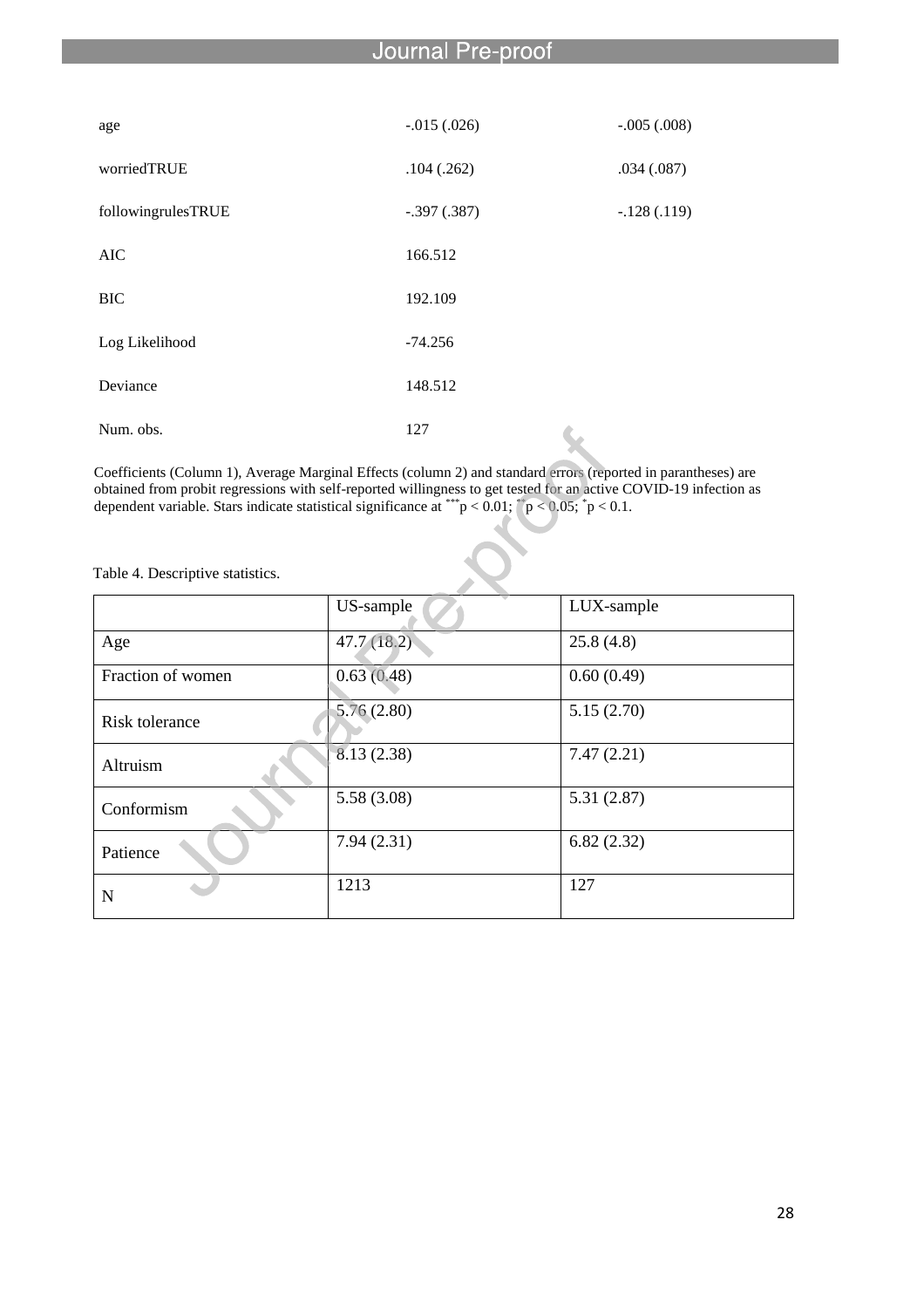| | | |
|---|---|---|
| age | -.015 (.026) | -.005 (.008) |
| worriedTRUE | .104 (.262) | .034 (.087) |
| followingrulesTRUE | -.397 (.387) | -.128 (.119) |
| AIC | 166.512 | |
| BIC | 192.109 | |
| Log Likelihood | -74.256 | |
| Deviance | 148.512 | |
| Num. obs. | 127 | |

Coefficients (Column 1), Average Marginal Effects (column 2) and standard errors (reported in parantheses) are obtained from probit regressions with self-reported willingness to get tested for an active COVID-19 infection as dependent variable. Stars indicate statistical significance at $^{***}p < 0.01$; $^{**}p < 0.05$; $^{*}p < 0.1$.

Table 4. Descriptive statistics.

| | US-sample | LUX-sample |
|---|---|---|
| Age | 47.7 (18.2) | 25.8 (4.8) |
| Fraction of women | 0.63 (0.48) | 0.60 (0.49) |
| Risk tolerance | 5.76 (2.80) | 5.15 (2.70) |
| Altruism | 8.13 (2.38) | 7.47 (2.21) |
| Conformism | 5.58 (3.08) | 5.31 (2.87) |
| Patience | 7.94 (2.31) | 6.82 (2.32) |
| N | 1213 | 127 |